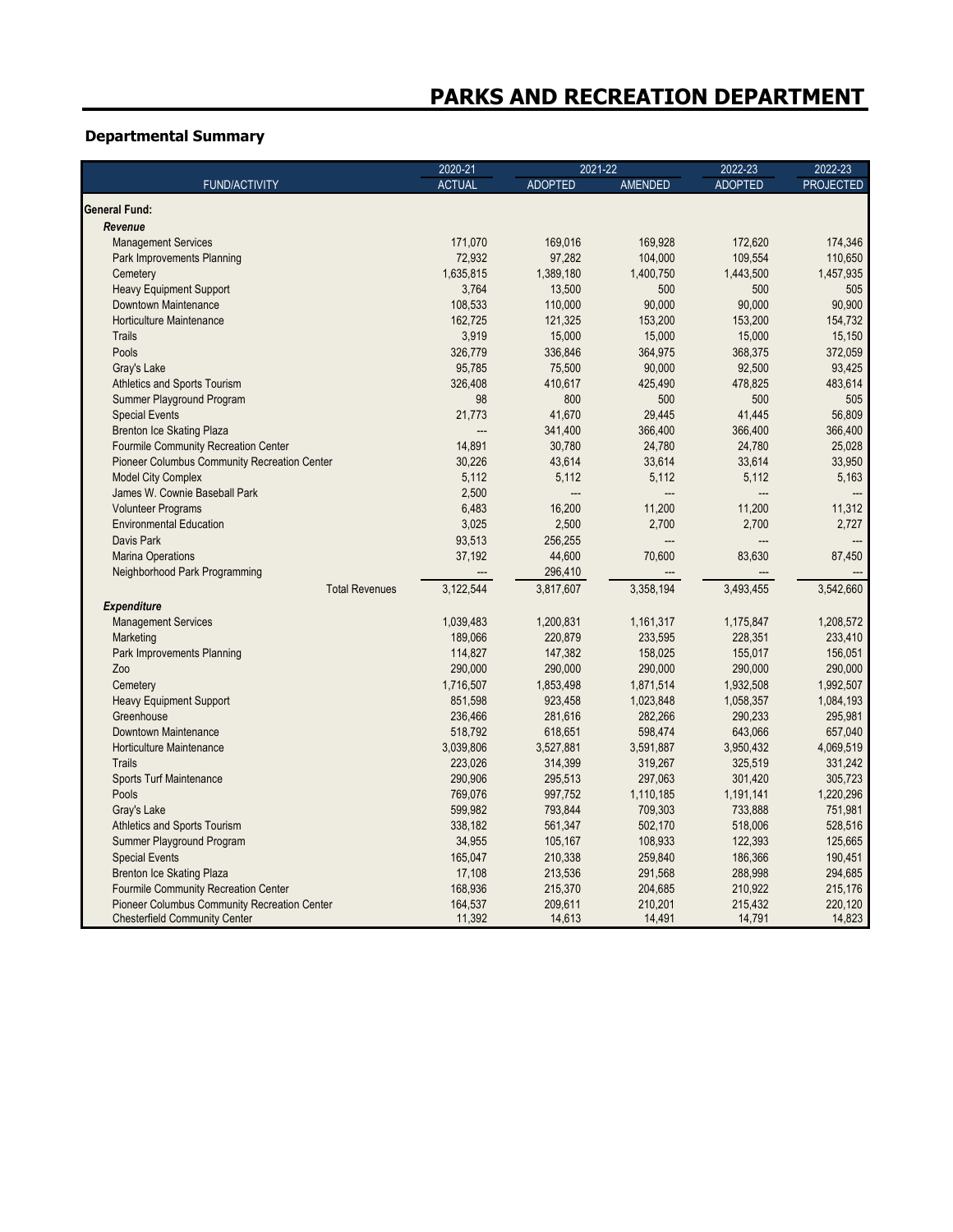# PARKS AND RECREATION DEPARTMENT

## Departmental Summary

| FUND/ACTIVITY | 2020-21 ACTUAL | 2021-22 ADOPTED | 2021-22 AMENDED | 2022-23 ADOPTED | 2022-23 PROJECTED |
|---|---|---|---|---|---|
| **General Fund:** | | | | | |
| ***Revenue*** | | | | | |
| Management Services | 171,070 | 169,016 | 169,928 | 172,620 | 174,346 |
| Park Improvements Planning | 72,932 | 97,282 | 104,000 | 109,554 | 110,650 |
| Cemetery | 1,635,815 | 1,389,180 | 1,400,750 | 1,443,500 | 1,457,935 |
| Heavy Equipment Support | 3,764 | 13,500 | 500 | 500 | 505 |
| Downtown Maintenance | 108,533 | 110,000 | 90,000 | 90,000 | 90,900 |
| Horticulture Maintenance | 162,725 | 121,325 | 153,200 | 153,200 | 154,732 |
| Trails | 3,919 | 15,000 | 15,000 | 15,000 | 15,150 |
| Pools | 326,779 | 336,846 | 364,975 | 368,375 | 372,059 |
| Gray's Lake | 95,785 | 75,500 | 90,000 | 92,500 | 93,425 |
| Athletics and Sports Tourism | 326,408 | 410,617 | 425,490 | 478,825 | 483,614 |
| Summer Playground Program | 98 | 800 | 500 | 500 | 505 |
| Special Events | 21,773 | 41,670 | 29,445 | 41,445 | 56,809 |
| Brenton Ice Skating Plaza | --- | 341,400 | 366,400 | 366,400 | 366,400 |
| Fourmile Community Recreation Center | 14,891 | 30,780 | 24,780 | 24,780 | 25,028 |
| Pioneer Columbus Community Recreation Center | 30,226 | 43,614 | 33,614 | 33,614 | 33,950 |
| Model City Complex | 5,112 | 5,112 | 5,112 | 5,112 | 5,163 |
| James W. Cownie Baseball Park | 2,500 | --- | --- | --- | --- |
| Volunteer Programs | 6,483 | 16,200 | 11,200 | 11,200 | 11,312 |
| Environmental Education | 3,025 | 2,500 | 2,700 | 2,700 | 2,727 |
| Davis Park | 93,513 | 256,255 | --- | --- | --- |
| Marina Operations | 37,192 | 44,600 | 70,600 | 83,630 | 87,450 |
| Neighborhood Park Programming | --- | 296,410 | --- | --- | --- |
| Total Revenues | 3,122,544 | 3,817,607 | 3,358,194 | 3,493,455 | 3,542,660 |
| ***Expenditure*** | | | | | |
| Management Services | 1,039,483 | 1,200,831 | 1,161,317 | 1,175,847 | 1,208,572 |
| Marketing | 189,066 | 220,879 | 233,595 | 228,351 | 233,410 |
| Park Improvements Planning | 114,827 | 147,382 | 158,025 | 155,017 | 156,051 |
| Zoo | 290,000 | 290,000 | 290,000 | 290,000 | 290,000 |
| Cemetery | 1,716,507 | 1,853,498 | 1,871,514 | 1,932,508 | 1,992,507 |
| Heavy Equipment Support | 851,598 | 923,458 | 1,023,848 | 1,058,357 | 1,084,193 |
| Greenhouse | 236,466 | 281,616 | 282,266 | 290,233 | 295,981 |
| Downtown Maintenance | 518,792 | 618,651 | 598,474 | 643,066 | 657,040 |
| Horticulture Maintenance | 3,039,806 | 3,527,881 | 3,591,887 | 3,950,432 | 4,069,519 |
| Trails | 223,026 | 314,399 | 319,267 | 325,519 | 331,242 |
| Sports Turf Maintenance | 290,906 | 295,513 | 297,063 | 301,420 | 305,723 |
| Pools | 769,076 | 997,752 | 1,110,185 | 1,191,141 | 1,220,296 |
| Gray's Lake | 599,982 | 793,844 | 709,303 | 733,888 | 751,981 |
| Athletics and Sports Tourism | 338,182 | 561,347 | 502,170 | 518,006 | 528,516 |
| Summer Playground Program | 34,955 | 105,167 | 108,933 | 122,393 | 125,665 |
| Special Events | 165,047 | 210,338 | 259,840 | 186,366 | 190,451 |
| Brenton Ice Skating Plaza | 17,108 | 213,536 | 291,568 | 288,998 | 294,685 |
| Fourmile Community Recreation Center | 168,936 | 215,370 | 204,685 | 210,922 | 215,176 |
| Pioneer Columbus Community Recreation Center | 164,537 | 209,611 | 210,201 | 215,432 | 220,120 |
| Chesterfield Community Center | 11,392 | 14,613 | 14,491 | 14,791 | 14,823 |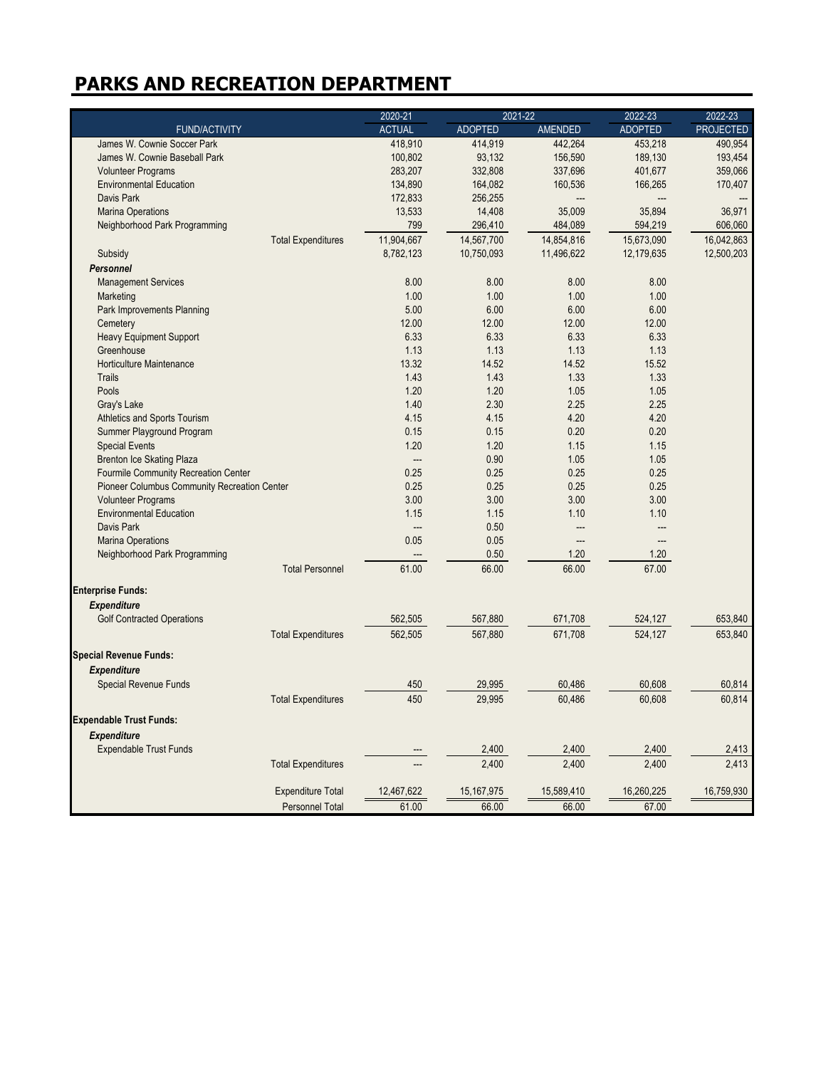# PARKS AND RECREATION DEPARTMENT

| FUND/ACTIVITY | | 2020-21 ACTUAL | 2021-22 ADOPTED | 2021-22 AMENDED | 2022-23 ADOPTED | 2022-23 PROJECTED |
|---|---|---|---|---|---|---|
| James W. Cownie Soccer Park | | 418,910 | 414,919 | 442,264 | 453,218 | 490,954 |
| James W. Cownie Baseball Park | | 100,802 | 93,132 | 156,590 | 189,130 | 193,454 |
| Volunteer Programs | | 283,207 | 332,808 | 337,696 | 401,677 | 359,066 |
| Environmental Education | | 134,890 | 164,082 | 160,536 | 166,265 | 170,407 |
| Davis Park | | 172,833 | 256,255 | --- | --- | --- |
| Marina Operations | | 13,533 | 14,408 | 35,009 | 35,894 | 36,971 |
| Neighborhood Park Programming | | 799 | 296,410 | 484,089 | 594,219 | 606,060 |
| | Total Expenditures | 11,904,667 | 14,567,700 | 14,854,816 | 15,673,090 | 16,042,863 |
| Subsidy | | 8,782,123 | 10,750,093 | 11,496,622 | 12,179,635 | 12,500,203 |
| ***Personnel*** | | | | | | |
| Management Services | | 8.00 | 8.00 | 8.00 | 8.00 | |
| Marketing | | 1.00 | 1.00 | 1.00 | 1.00 | |
| Park Improvements Planning | | 5.00 | 6.00 | 6.00 | 6.00 | |
| Cemetery | | 12.00 | 12.00 | 12.00 | 12.00 | |
| Heavy Equipment Support | | 6.33 | 6.33 | 6.33 | 6.33 | |
| Greenhouse | | 1.13 | 1.13 | 1.13 | 1.13 | |
| Horticulture Maintenance | | 13.32 | 14.52 | 14.52 | 15.52 | |
| Trails | | 1.43 | 1.43 | 1.33 | 1.33 | |
| Pools | | 1.20 | 1.20 | 1.05 | 1.05 | |
| Gray's Lake | | 1.40 | 2.30 | 2.25 | 2.25 | |
| Athletics and Sports Tourism | | 4.15 | 4.15 | 4.20 | 4.20 | |
| Summer Playground Program | | 0.15 | 0.15 | 0.20 | 0.20 | |
| Special Events | | 1.20 | 1.20 | 1.15 | 1.15 | |
| Brenton Ice Skating Plaza | | --- | 0.90 | 1.05 | 1.05 | |
| Fourmile Community Recreation Center | | 0.25 | 0.25 | 0.25 | 0.25 | |
| Pioneer Columbus Community Recreation Center | | 0.25 | 0.25 | 0.25 | 0.25 | |
| Volunteer Programs | | 3.00 | 3.00 | 3.00 | 3.00 | |
| Environmental Education | | 1.15 | 1.15 | 1.10 | 1.10 | |
| Davis Park | | --- | 0.50 | --- | --- | |
| Marina Operations | | 0.05 | 0.05 | --- | --- | |
| Neighborhood Park Programming | | --- | 0.50 | 1.20 | 1.20 | |
| | Total Personnel | 61.00 | 66.00 | 66.00 | 67.00 | |
| **Enterprise Funds:** | | | | | | |
| ***Expenditure*** | | | | | | |
| Golf Contracted Operations | | 562,505 | 567,880 | 671,708 | 524,127 | 653,840 |
| | Total Expenditures | 562,505 | 567,880 | 671,708 | 524,127 | 653,840 |
| **Special Revenue Funds:** | | | | | | |
| ***Expenditure*** | | | | | | |
| Special Revenue Funds | | 450 | 29,995 | 60,486 | 60,608 | 60,814 |
| | Total Expenditures | 450 | 29,995 | 60,486 | 60,608 | 60,814 |
| **Expendable Trust Funds:** | | | | | | |
| ***Expenditure*** | | | | | | |
| Expendable Trust Funds | | --- | 2,400 | 2,400 | 2,400 | 2,413 |
| | Total Expenditures | --- | 2,400 | 2,400 | 2,400 | 2,413 |
| | Expenditure Total | 12,467,622 | 15,167,975 | 15,589,410 | 16,260,225 | 16,759,930 |
| | Personnel Total | 61.00 | 66.00 | 66.00 | 67.00 | |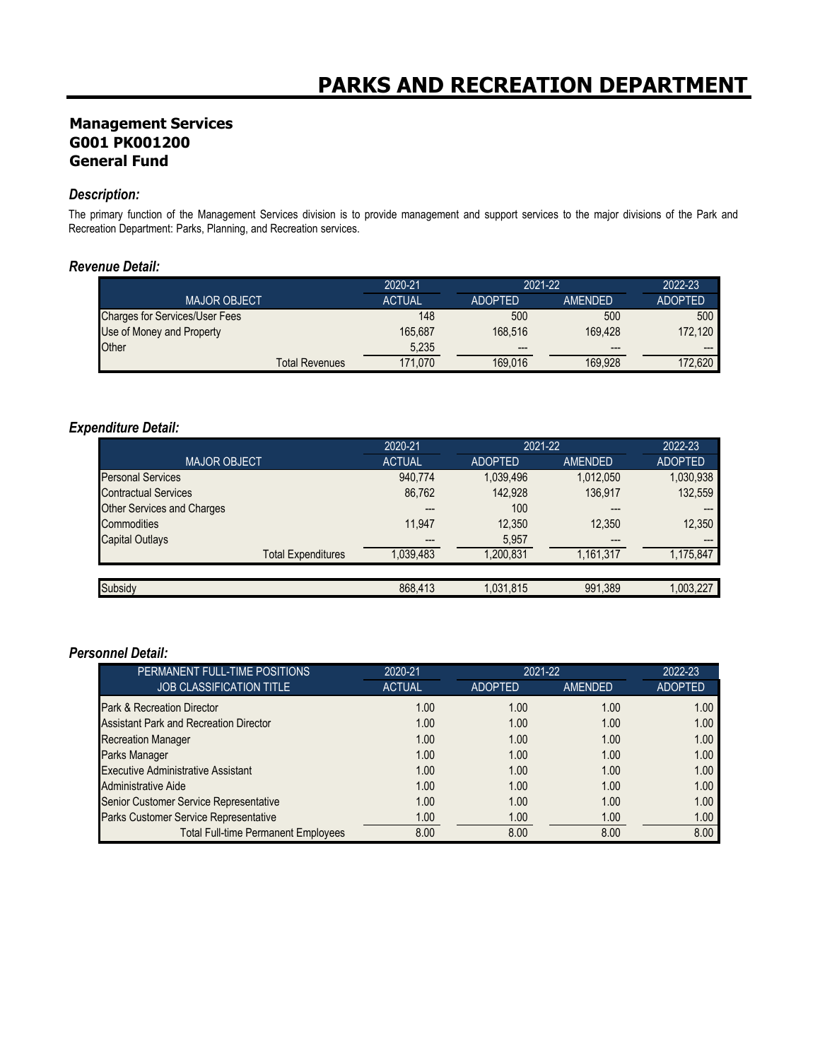# PARKS AND RECREATION DEPARTMENT

## Management Services
## G001 PK001200
## General Fund

### *Description:*

The primary function of the Management Services division is to provide management and support services to the major divisions of the Park and Recreation Department: Parks, Planning, and Recreation services.

### *Revenue Detail:*

| | 2020-21 | 2021-22 | | 2022-23 |
|---|---|---|---|---|
| MAJOR OBJECT | ACTUAL | ADOPTED | AMENDED | ADOPTED |
| Charges for Services/User Fees | 148 | 500 | 500 | 500 |
| Use of Money and Property | 165,687 | 168,516 | 169,428 | 172,120 |
| Other | 5,235 | --- | --- | --- |
| Total Revenues | 171,070 | 169,016 | 169,928 | 172,620 |

### *Expenditure Detail:*

| | 2020-21 | 2021-22 | | 2022-23 |
|---|---|---|---|---|
| MAJOR OBJECT | ACTUAL | ADOPTED | AMENDED | ADOPTED |
| Personal Services | 940,774 | 1,039,496 | 1,012,050 | 1,030,938 |
| Contractual Services | 86,762 | 142,928 | 136,917 | 132,559 |
| Other Services and Charges | --- | 100 | --- | --- |
| Commodities | 11,947 | 12,350 | 12,350 | 12,350 |
| Capital Outlays | --- | 5,957 | --- | --- |
| Total Expenditures | 1,039,483 | 1,200,831 | 1,161,317 | 1,175,847 |
| | | | | |
| Subsidy | 868,413 | 1,031,815 | 991,389 | 1,003,227 |

### *Personnel Detail:*

| PERMANENT FULL-TIME POSITIONS | 2020-21 | 2021-22 | | 2022-23 |
|---|---|---|---|---|
| JOB CLASSIFICATION TITLE | ACTUAL | ADOPTED | AMENDED | ADOPTED |
| Park & Recreation Director | 1.00 | 1.00 | 1.00 | 1.00 |
| Assistant Park and Recreation Director | 1.00 | 1.00 | 1.00 | 1.00 |
| Recreation Manager | 1.00 | 1.00 | 1.00 | 1.00 |
| Parks Manager | 1.00 | 1.00 | 1.00 | 1.00 |
| Executive Administrative Assistant | 1.00 | 1.00 | 1.00 | 1.00 |
| Administrative Aide | 1.00 | 1.00 | 1.00 | 1.00 |
| Senior Customer Service Representative | 1.00 | 1.00 | 1.00 | 1.00 |
| Parks Customer Service Representative | 1.00 | 1.00 | 1.00 | 1.00 |
| Total Full-time Permanent Employees | 8.00 | 8.00 | 8.00 | 8.00 |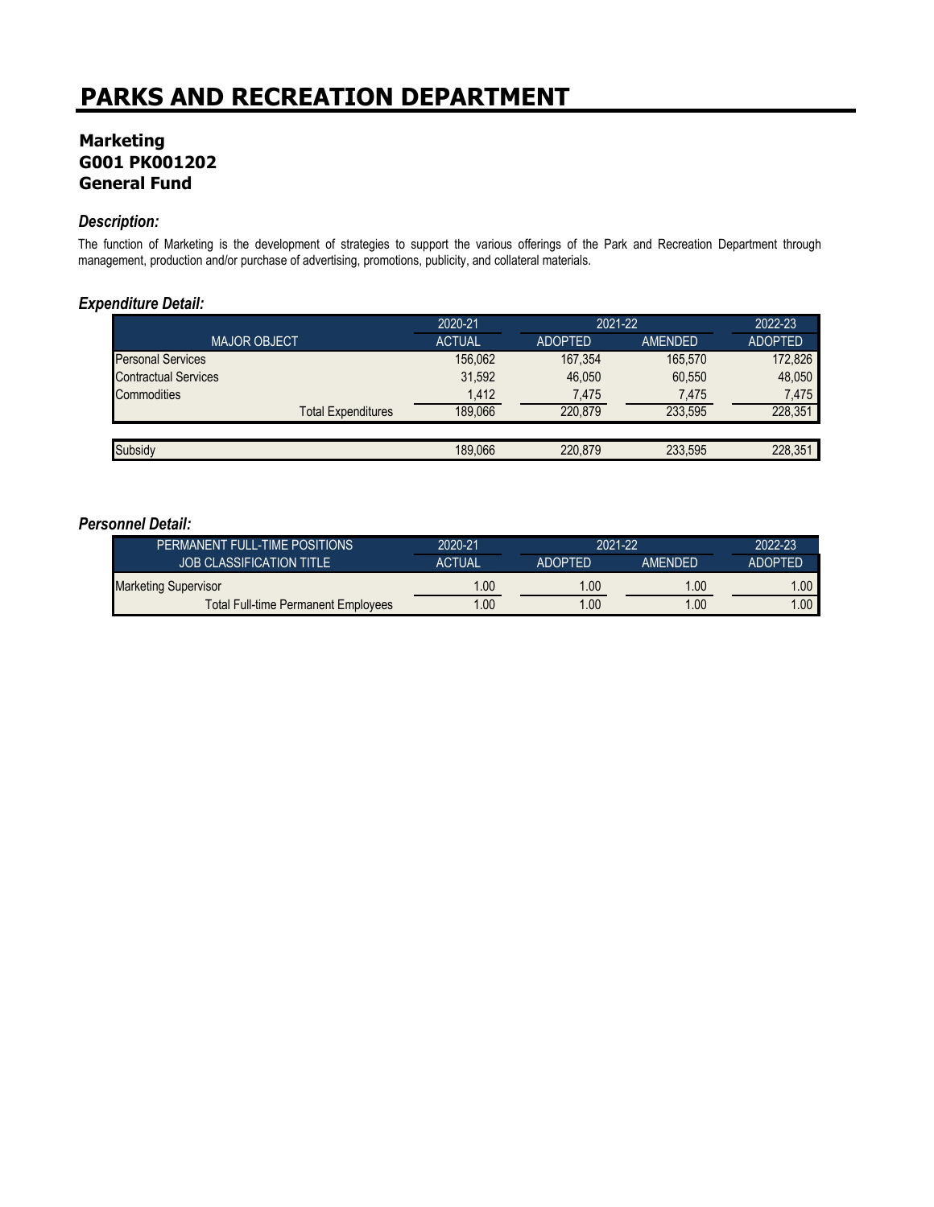# PARKS AND RECREATION DEPARTMENT

## Marketing
## G001 PK001202
## General Fund

### *Description:*

The function of Marketing is the development of strategies to support the various offerings of the Park and Recreation Department through management, production and/or purchase of advertising, promotions, publicity, and collateral materials.

### *Expenditure Detail:*

| | 2020-21 | 2021-22 | | 2022-23 |
|---|---|---|---|---|
| MAJOR OBJECT | ACTUAL | ADOPTED | AMENDED | ADOPTED |
| Personal Services | 156,062 | 167,354 | 165,570 | 172,826 |
| Contractual Services | 31,592 | 46,050 | 60,550 | 48,050 |
| Commodities | 1,412 | 7,475 | 7,475 | 7,475 |
| Total Expenditures | 189,066 | 220,879 | 233,595 | 228,351 |
| | | | | |
| Subsidy | 189,066 | 220,879 | 233,595 | 228,351 |

### *Personnel Detail:*

| PERMANENT FULL-TIME POSITIONS | 2020-21 | 2021-22 | | 2022-23 |
|---|---|---|---|---|
| JOB CLASSIFICATION TITLE | ACTUAL | ADOPTED | AMENDED | ADOPTED |
| Marketing Supervisor | 1.00 | 1.00 | 1.00 | 1.00 |
| Total Full-time Permanent Employees | 1.00 | 1.00 | 1.00 | 1.00 |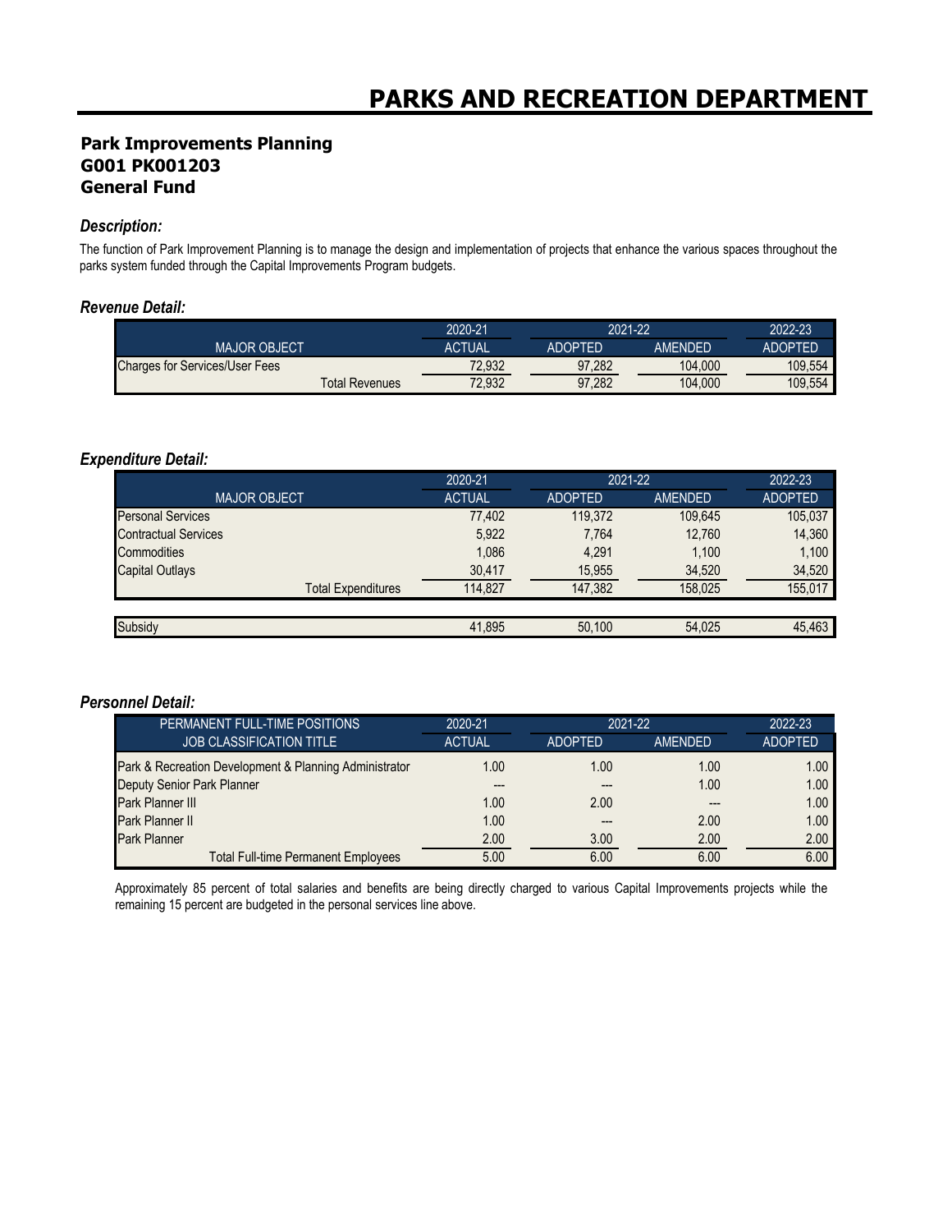# PARKS AND RECREATION DEPARTMENT

## Park Improvements Planning
## G001 PK001203
## General Fund

### *Description:*

The function of Park Improvement Planning is to manage the design and implementation of projects that enhance the various spaces throughout the parks system funded through the Capital Improvements Program budgets.

### *Revenue Detail:*

| | 2020-21 | 2021-22 | | 2022-23 |
|---|---|---|---|---|
| MAJOR OBJECT | ACTUAL | ADOPTED | AMENDED | ADOPTED |
| Charges for Services/User Fees | 72,932 | 97,282 | 104,000 | 109,554 |
| Total Revenues | 72,932 | 97,282 | 104,000 | 109,554 |

### *Expenditure Detail:*

| | 2020-21 | 2021-22 | | 2022-23 |
|---|---|---|---|---|
| MAJOR OBJECT | ACTUAL | ADOPTED | AMENDED | ADOPTED |
| Personal Services | 77,402 | 119,372 | 109,645 | 105,037 |
| Contractual Services | 5,922 | 7,764 | 12,760 | 14,360 |
| Commodities | 1,086 | 4,291 | 1,100 | 1,100 |
| Capital Outlays | 30,417 | 15,955 | 34,520 | 34,520 |
| Total Expenditures | 114,827 | 147,382 | 158,025 | 155,017 |
| | | | | |
| Subsidy | 41,895 | 50,100 | 54,025 | 45,463 |

### *Personnel Detail:*

| PERMANENT FULL-TIME POSITIONS | 2020-21 | 2021-22 | | 2022-23 |
|---|---|---|---|---|
| JOB CLASSIFICATION TITLE | ACTUAL | ADOPTED | AMENDED | ADOPTED |
| Park & Recreation Development & Planning Administrator | 1.00 | 1.00 | 1.00 | 1.00 |
| Deputy Senior Park Planner | --- | --- | 1.00 | 1.00 |
| Park Planner III | 1.00 | 2.00 | --- | 1.00 |
| Park Planner II | 1.00 | --- | 2.00 | 1.00 |
| Park Planner | 2.00 | 3.00 | 2.00 | 2.00 |
| Total Full-time Permanent Employees | 5.00 | 6.00 | 6.00 | 6.00 |

Approximately 85 percent of total salaries and benefits are being directly charged to various Capital Improvements projects while the remaining 15 percent are budgeted in the personal services line above.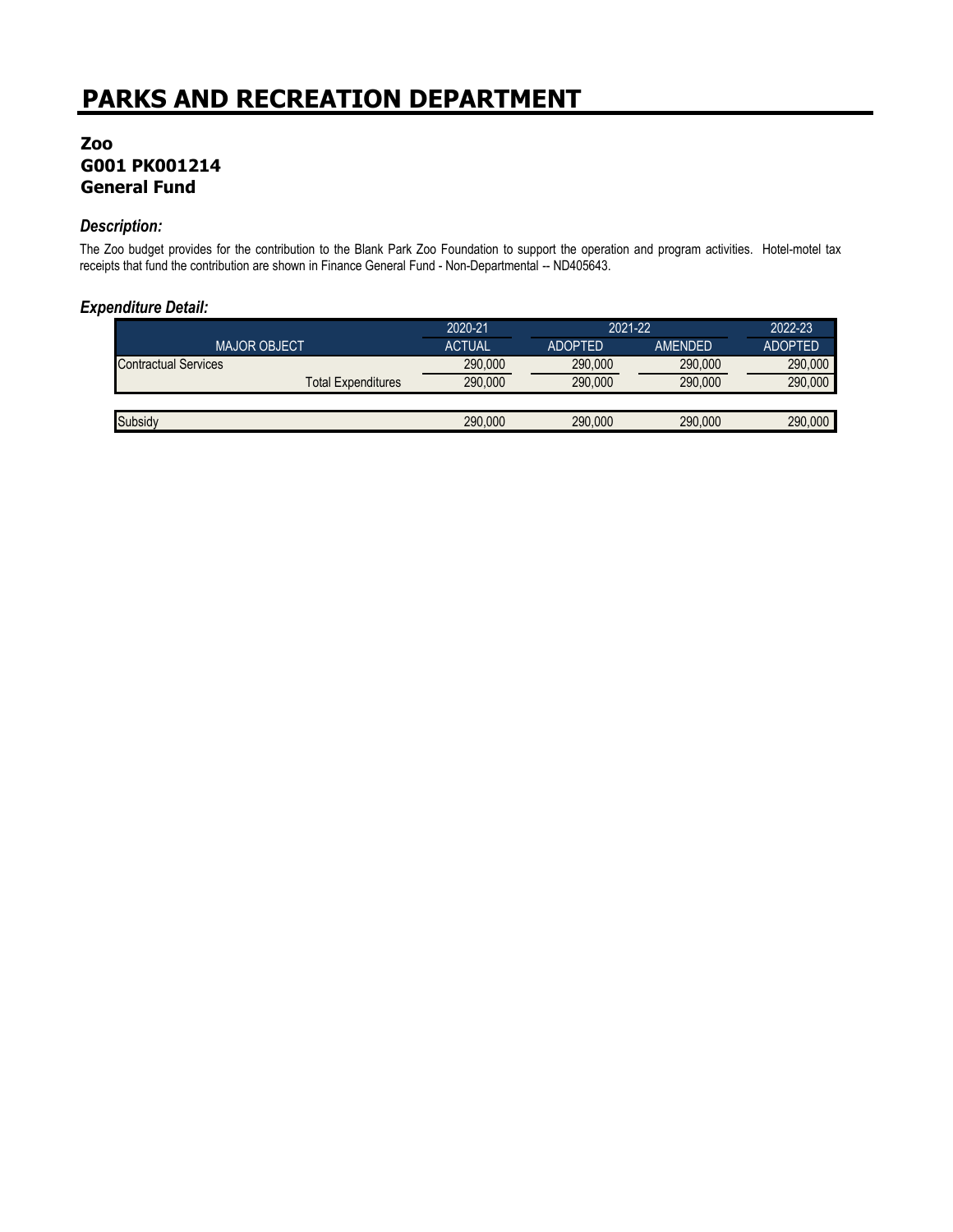# PARKS AND RECREATION DEPARTMENT

## Zoo
## G001 PK001214
## General Fund

### *Description:*

The Zoo budget provides for the contribution to the Blank Park Zoo Foundation to support the operation and program activities. Hotel-motel tax receipts that fund the contribution are shown in Finance General Fund - Non-Departmental -- ND405643.

### *Expenditure Detail:*

| | 2020-21 | 2021-22 | | 2022-23 |
|---|---|---|---|---|
| MAJOR OBJECT | ACTUAL | ADOPTED | AMENDED | ADOPTED |
| Contractual Services | 290,000 | 290,000 | 290,000 | 290,000 |
| Total Expenditures | 290,000 | 290,000 | 290,000 | 290,000 |
| | | | | |
| Subsidy | 290,000 | 290,000 | 290,000 | 290,000 |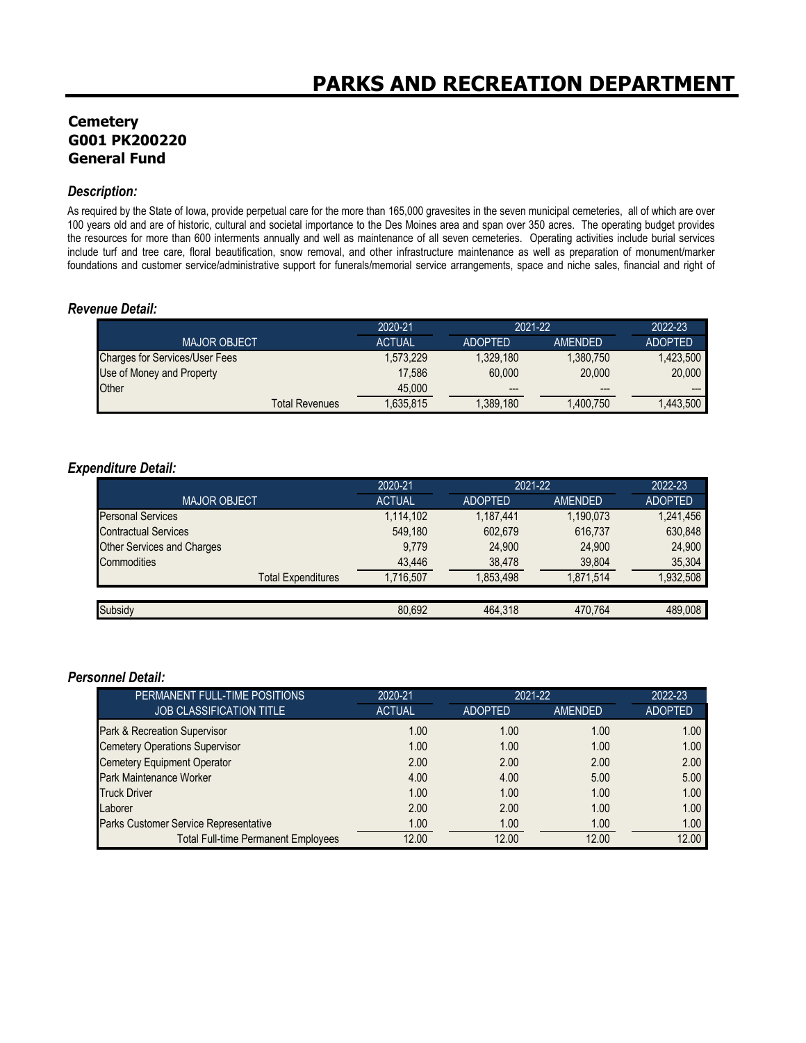# PARKS AND RECREATION DEPARTMENT

## Cemetery
## G001 PK200220
## General Fund

### *Description:*

As required by the State of Iowa, provide perpetual care for the more than 165,000 gravesites in the seven municipal cemeteries, all of which are over 100 years old and are of historic, cultural and societal importance to the Des Moines area and span over 350 acres. The operating budget provides the resources for more than 600 interments annually and well as maintenance of all seven cemeteries. Operating activities include burial services include turf and tree care, floral beautification, snow removal, and other infrastructure maintenance as well as preparation of monument/marker foundations and customer service/administrative support for funerals/memorial service arrangements, space and niche sales, financial and right of

### *Revenue Detail:*

| | 2020-21 | 2021-22 | | 2022-23 |
|---|---|---|---|---|
| MAJOR OBJECT | ACTUAL | ADOPTED | AMENDED | ADOPTED |
| Charges for Services/User Fees | 1,573,229 | 1,329,180 | 1,380,750 | 1,423,500 |
| Use of Money and Property | 17,586 | 60,000 | 20,000 | 20,000 |
| Other | 45,000 | --- | --- | --- |
| Total Revenues | 1,635,815 | 1,389,180 | 1,400,750 | 1,443,500 |

### *Expenditure Detail:*

| | 2020-21 | 2021-22 | | 2022-23 |
|---|---|---|---|---|
| MAJOR OBJECT | ACTUAL | ADOPTED | AMENDED | ADOPTED |
| Personal Services | 1,114,102 | 1,187,441 | 1,190,073 | 1,241,456 |
| Contractual Services | 549,180 | 602,679 | 616,737 | 630,848 |
| Other Services and Charges | 9,779 | 24,900 | 24,900 | 24,900 |
| Commodities | 43,446 | 38,478 | 39,804 | 35,304 |
| Total Expenditures | 1,716,507 | 1,853,498 | 1,871,514 | 1,932,508 |
| | | | | |
| Subsidy | 80,692 | 464,318 | 470,764 | 489,008 |

### *Personnel Detail:*

| PERMANENT FULL-TIME POSITIONS | 2020-21 | 2021-22 | | 2022-23 |
|---|---|---|---|---|
| JOB CLASSIFICATION TITLE | ACTUAL | ADOPTED | AMENDED | ADOPTED |
| Park & Recreation Supervisor | 1.00 | 1.00 | 1.00 | 1.00 |
| Cemetery Operations Supervisor | 1.00 | 1.00 | 1.00 | 1.00 |
| Cemetery Equipment Operator | 2.00 | 2.00 | 2.00 | 2.00 |
| Park Maintenance Worker | 4.00 | 4.00 | 5.00 | 5.00 |
| Truck Driver | 1.00 | 1.00 | 1.00 | 1.00 |
| Laborer | 2.00 | 2.00 | 1.00 | 1.00 |
| Parks Customer Service Representative | 1.00 | 1.00 | 1.00 | 1.00 |
| Total Full-time Permanent Employees | 12.00 | 12.00 | 12.00 | 12.00 |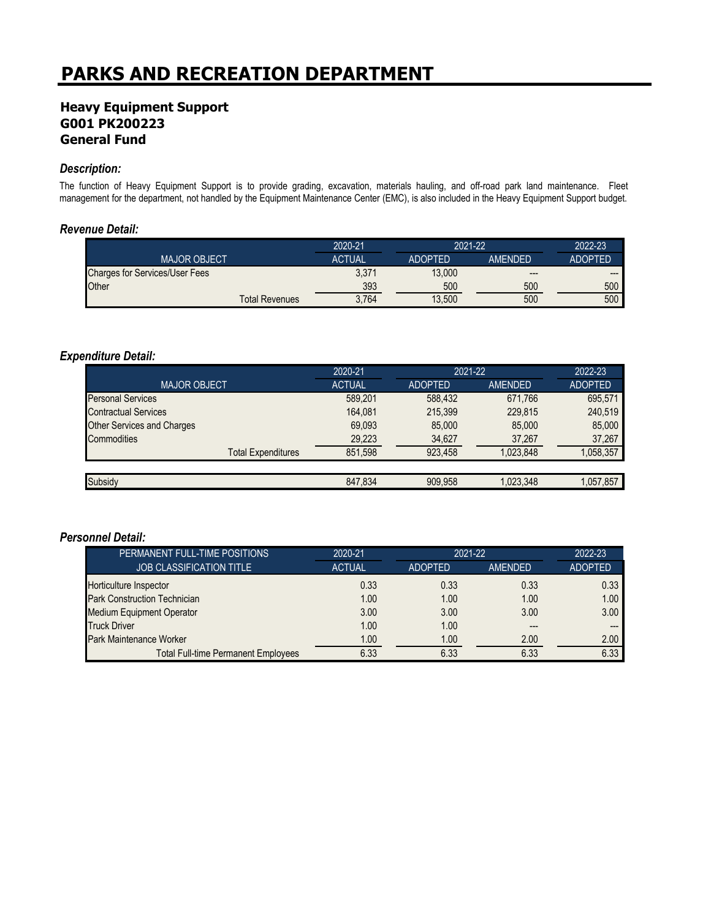# PARKS AND RECREATION DEPARTMENT

## Heavy Equipment Support
## G001 PK200223
## General Fund

### *Description:*

The function of Heavy Equipment Support is to provide grading, excavation, materials hauling, and off-road park land maintenance. Fleet management for the department, not handled by the Equipment Maintenance Center (EMC), is also included in the Heavy Equipment Support budget.

### *Revenue Detail:*

| | 2020-21 | 2021-22 | | 2022-23 |
|---|---|---|---|---|
| MAJOR OBJECT | ACTUAL | ADOPTED | AMENDED | ADOPTED |
| Charges for Services/User Fees | 3,371 | 13,000 | --- | --- |
| Other | 393 | 500 | 500 | 500 |
| Total Revenues | 3,764 | 13,500 | 500 | 500 |

### *Expenditure Detail:*

| | 2020-21 | 2021-22 | | 2022-23 |
|---|---|---|---|---|
| MAJOR OBJECT | ACTUAL | ADOPTED | AMENDED | ADOPTED |
| Personal Services | 589,201 | 588,432 | 671,766 | 695,571 |
| Contractual Services | 164,081 | 215,399 | 229,815 | 240,519 |
| Other Services and Charges | 69,093 | 85,000 | 85,000 | 85,000 |
| Commodities | 29,223 | 34,627 | 37,267 | 37,267 |
| Total Expenditures | 851,598 | 923,458 | 1,023,848 | 1,058,357 |
| | | | | |
| Subsidy | 847,834 | 909,958 | 1,023,348 | 1,057,857 |

### *Personnel Detail:*

| PERMANENT FULL-TIME POSITIONS | 2020-21 | 2021-22 | | 2022-23 |
|---|---|---|---|---|
| JOB CLASSIFICATION TITLE | ACTUAL | ADOPTED | AMENDED | ADOPTED |
| Horticulture Inspector | 0.33 | 0.33 | 0.33 | 0.33 |
| Park Construction Technician | 1.00 | 1.00 | 1.00 | 1.00 |
| Medium Equipment Operator | 3.00 | 3.00 | 3.00 | 3.00 |
| Truck Driver | 1.00 | 1.00 | --- | --- |
| Park Maintenance Worker | 1.00 | 1.00 | 2.00 | 2.00 |
| Total Full-time Permanent Employees | 6.33 | 6.33 | 6.33 | 6.33 |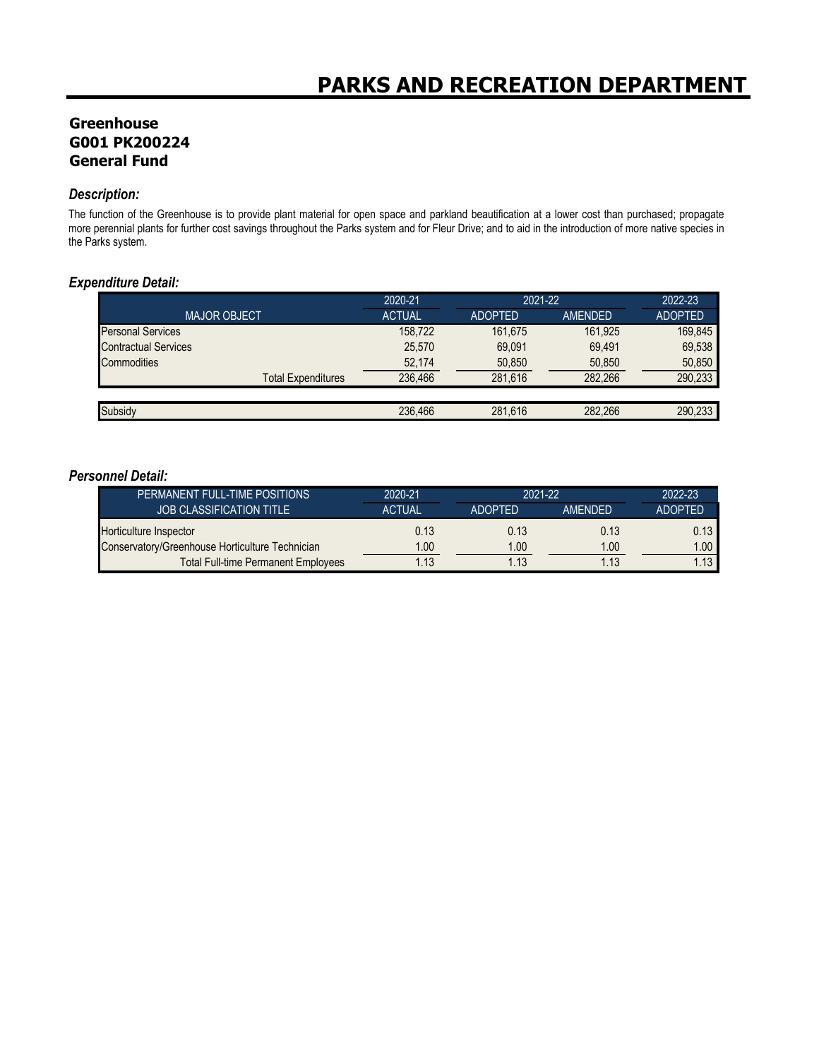# PARKS AND RECREATION DEPARTMENT

## Greenhouse
## G001 PK200224
## General Fund

### *Description:*

The function of the Greenhouse is to provide plant material for open space and parkland beautification at a lower cost than purchased; propagate more perennial plants for further cost savings throughout the Parks system and for Fleur Drive; and to aid in the introduction of more native species in the Parks system.

### *Expenditure Detail:*

| | 2020-21 | 2021-22 | | 2022-23 |
|---|---|---|---|---|
| MAJOR OBJECT | ACTUAL | ADOPTED | AMENDED | ADOPTED |
| Personal Services | 158,722 | 161,675 | 161,925 | 169,845 |
| Contractual Services | 25,570 | 69,091 | 69,491 | 69,538 |
| Commodities | 52,174 | 50,850 | 50,850 | 50,850 |
| Total Expenditures | 236,466 | 281,616 | 282,266 | 290,233 |
| | | | | |
| Subsidy | 236,466 | 281,616 | 282,266 | 290,233 |

### *Personnel Detail:*

| PERMANENT FULL-TIME POSITIONS | 2020-21 | 2021-22 | | 2022-23 |
|---|---|---|---|---|
| JOB CLASSIFICATION TITLE | ACTUAL | ADOPTED | AMENDED | ADOPTED |
| Horticulture Inspector | 0.13 | 0.13 | 0.13 | 0.13 |
| Conservatory/Greenhouse Horticulture Technician | 1.00 | 1.00 | 1.00 | 1.00 |
| Total Full-time Permanent Employees | 1.13 | 1.13 | 1.13 | 1.13 |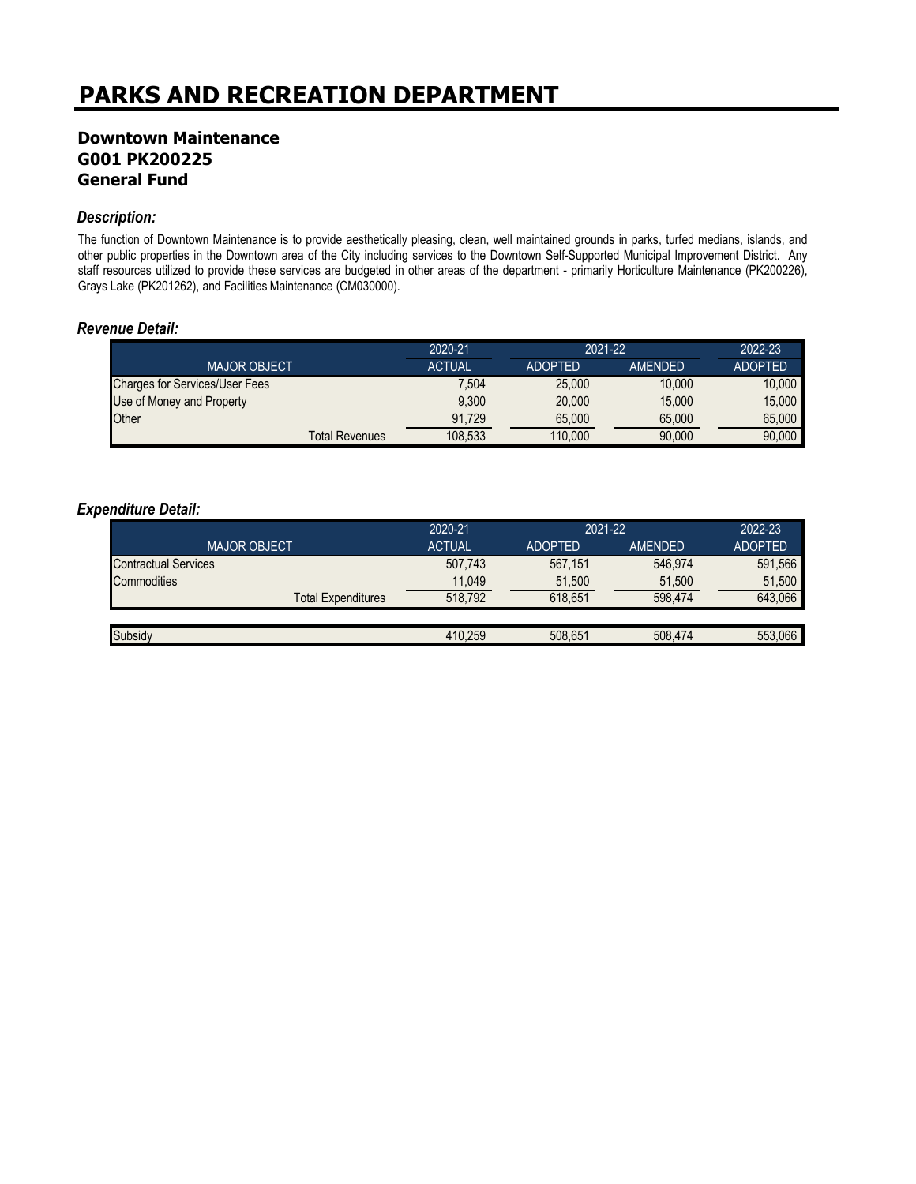# PARKS AND RECREATION DEPARTMENT

## Downtown Maintenance
## G001 PK200225
## General Fund

### *Description:*

The function of Downtown Maintenance is to provide aesthetically pleasing, clean, well maintained grounds in parks, turfed medians, islands, and other public properties in the Downtown area of the City including services to the Downtown Self-Supported Municipal Improvement District. Any staff resources utilized to provide these services are budgeted in other areas of the department - primarily Horticulture Maintenance (PK200226), Grays Lake (PK201262), and Facilities Maintenance (CM030000).

### *Revenue Detail:*

| | 2020-21 | 2021-22 | | 2022-23 |
|---|---|---|---|---|
| MAJOR OBJECT | ACTUAL | ADOPTED | AMENDED | ADOPTED |
| Charges for Services/User Fees | 7,504 | 25,000 | 10,000 | 10,000 |
| Use of Money and Property | 9,300 | 20,000 | 15,000 | 15,000 |
| Other | 91,729 | 65,000 | 65,000 | 65,000 |
| Total Revenues | 108,533 | 110,000 | 90,000 | 90,000 |

### *Expenditure Detail:*

| | 2020-21 | 2021-22 | | 2022-23 |
|---|---|---|---|---|
| MAJOR OBJECT | ACTUAL | ADOPTED | AMENDED | ADOPTED |
| Contractual Services | 507,743 | 567,151 | 546,974 | 591,566 |
| Commodities | 11,049 | 51,500 | 51,500 | 51,500 |
| Total Expenditures | 518,792 | 618,651 | 598,474 | 643,066 |
| | | | | |
| Subsidy | 410,259 | 508,651 | 508,474 | 553,066 |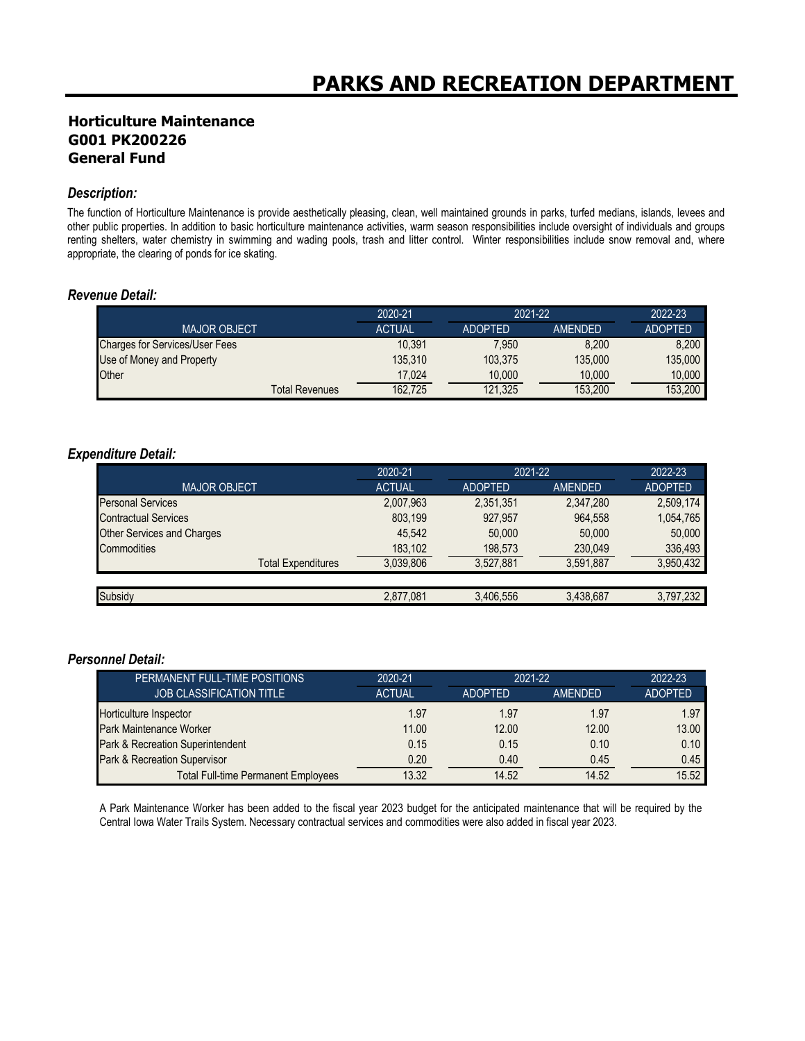# PARKS AND RECREATION DEPARTMENT

## Horticulture Maintenance
## G001 PK200226
## General Fund

### *Description:*

The function of Horticulture Maintenance is provide aesthetically pleasing, clean, well maintained grounds in parks, turfed medians, islands, levees and other public properties. In addition to basic horticulture maintenance activities, warm season responsibilities include oversight of individuals and groups renting shelters, water chemistry in swimming and wading pools, trash and litter control. Winter responsibilities include snow removal and, where appropriate, the clearing of ponds for ice skating.

### *Revenue Detail:*

| | 2020-21 | 2021-22 | | 2022-23 |
|---|---|---|---|---|
| MAJOR OBJECT | ACTUAL | ADOPTED | AMENDED | ADOPTED |
| Charges for Services/User Fees | 10,391 | 7,950 | 8,200 | 8,200 |
| Use of Money and Property | 135,310 | 103,375 | 135,000 | 135,000 |
| Other | 17,024 | 10,000 | 10,000 | 10,000 |
| Total Revenues | 162,725 | 121,325 | 153,200 | 153,200 |

### *Expenditure Detail:*

| | 2020-21 | 2021-22 | | 2022-23 |
|---|---|---|---|---|
| MAJOR OBJECT | ACTUAL | ADOPTED | AMENDED | ADOPTED |
| Personal Services | 2,007,963 | 2,351,351 | 2,347,280 | 2,509,174 |
| Contractual Services | 803,199 | 927,957 | 964,558 | 1,054,765 |
| Other Services and Charges | 45,542 | 50,000 | 50,000 | 50,000 |
| Commodities | 183,102 | 198,573 | 230,049 | 336,493 |
| Total Expenditures | 3,039,806 | 3,527,881 | 3,591,887 | 3,950,432 |
| | | | | |
| Subsidy | 2,877,081 | 3,406,556 | 3,438,687 | 3,797,232 |

### *Personnel Detail:*

| PERMANENT FULL-TIME POSITIONS | 2020-21 | 2021-22 | | 2022-23 |
|---|---|---|---|---|
| JOB CLASSIFICATION TITLE | ACTUAL | ADOPTED | AMENDED | ADOPTED |
| Horticulture Inspector | 1.97 | 1.97 | 1.97 | 1.97 |
| Park Maintenance Worker | 11.00 | 12.00 | 12.00 | 13.00 |
| Park & Recreation Superintendent | 0.15 | 0.15 | 0.10 | 0.10 |
| Park & Recreation Supervisor | 0.20 | 0.40 | 0.45 | 0.45 |
| Total Full-time Permanent Employees | 13.32 | 14.52 | 14.52 | 15.52 |

A Park Maintenance Worker has been added to the fiscal year 2023 budget for the anticipated maintenance that will be required by the Central Iowa Water Trails System. Necessary contractual services and commodities were also added in fiscal year 2023.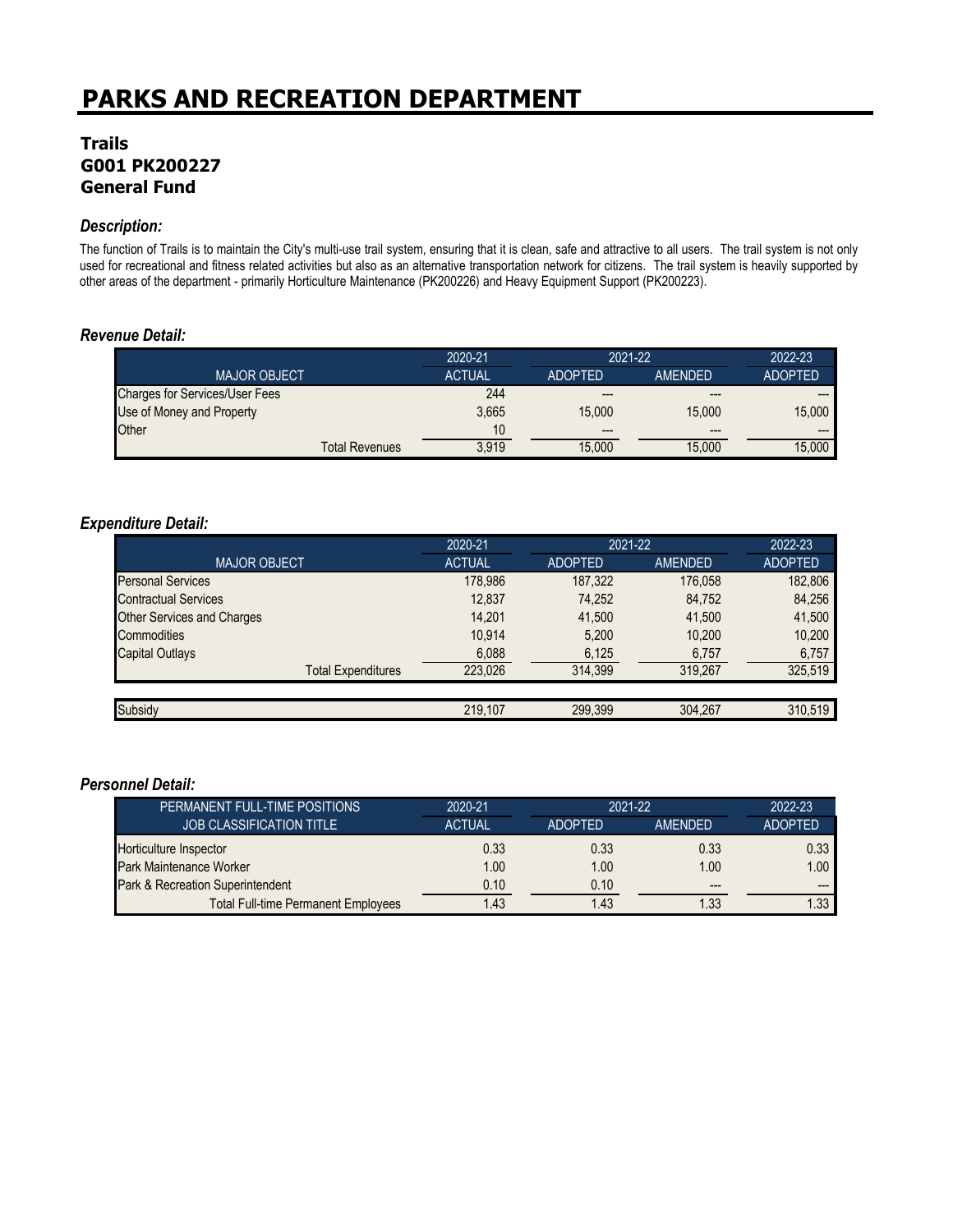# PARKS AND RECREATION DEPARTMENT

## Trails
## G001 PK200227
## General Fund

### *Description:*

The function of Trails is to maintain the City's multi-use trail system, ensuring that it is clean, safe and attractive to all users. The trail system is not only used for recreational and fitness related activities but also as an alternative transportation network for citizens. The trail system is heavily supported by other areas of the department - primarily Horticulture Maintenance (PK200226) and Heavy Equipment Support (PK200223).

### *Revenue Detail:*

| | 2020-21 | 2021-22 | | 2022-23 |
|---|---|---|---|---|
| MAJOR OBJECT | ACTUAL | ADOPTED | AMENDED | ADOPTED |
| Charges for Services/User Fees | 244 | --- | --- | --- |
| Use of Money and Property | 3,665 | 15,000 | 15,000 | 15,000 |
| Other | 10 | --- | --- | --- |
| Total Revenues | 3,919 | 15,000 | 15,000 | 15,000 |

### *Expenditure Detail:*

| | 2020-21 | 2021-22 | | 2022-23 |
|---|---|---|---|---|
| MAJOR OBJECT | ACTUAL | ADOPTED | AMENDED | ADOPTED |
| Personal Services | 178,986 | 187,322 | 176,058 | 182,806 |
| Contractual Services | 12,837 | 74,252 | 84,752 | 84,256 |
| Other Services and Charges | 14,201 | 41,500 | 41,500 | 41,500 |
| Commodities | 10,914 | 5,200 | 10,200 | 10,200 |
| Capital Outlays | 6,088 | 6,125 | 6,757 | 6,757 |
| Total Expenditures | 223,026 | 314,399 | 319,267 | 325,519 |
| | | | | |
| Subsidy | 219,107 | 299,399 | 304,267 | 310,519 |

### *Personnel Detail:*

| PERMANENT FULL-TIME POSITIONS | 2020-21 | 2021-22 | | 2022-23 |
|---|---|---|---|---|
| JOB CLASSIFICATION TITLE | ACTUAL | ADOPTED | AMENDED | ADOPTED |
| Horticulture Inspector | 0.33 | 0.33 | 0.33 | 0.33 |
| Park Maintenance Worker | 1.00 | 1.00 | 1.00 | 1.00 |
| Park & Recreation Superintendent | 0.10 | 0.10 | --- | --- |
| Total Full-time Permanent Employees | 1.43 | 1.43 | 1.33 | 1.33 |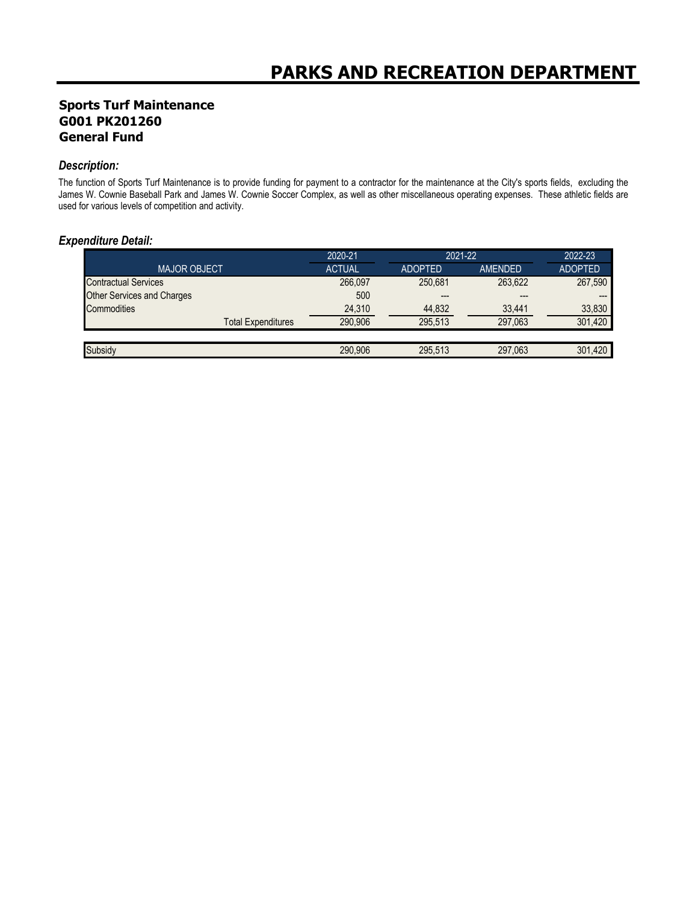# PARKS AND RECREATION DEPARTMENT

## Sports Turf Maintenance
## G001 PK201260
## General Fund

### *Description:*

The function of Sports Turf Maintenance is to provide funding for payment to a contractor for the maintenance at the City's sports fields, excluding the James W. Cownie Baseball Park and James W. Cownie Soccer Complex, as well as other miscellaneous operating expenses. These athletic fields are used for various levels of competition and activity.

### *Expenditure Detail:*

| | 2020-21 | 2021-22 | | 2022-23 |
|---|---|---|---|---|
| MAJOR OBJECT | ACTUAL | ADOPTED | AMENDED | ADOPTED |
| Contractual Services | 266,097 | 250,681 | 263,622 | 267,590 |
| Other Services and Charges | 500 | --- | --- | --- |
| Commodities | 24,310 | 44,832 | 33,441 | 33,830 |
| Total Expenditures | 290,906 | 295,513 | 297,063 | 301,420 |
| | | | | |
| Subsidy | 290,906 | 295,513 | 297,063 | 301,420 |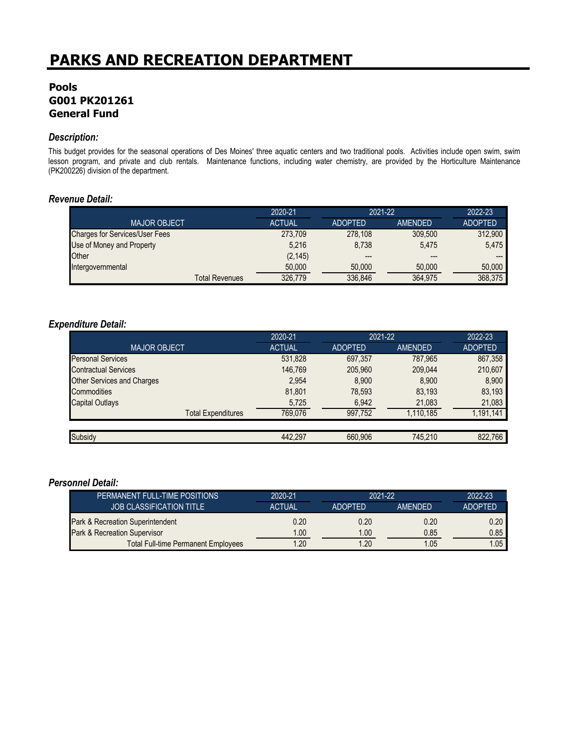# PARKS AND RECREATION DEPARTMENT

**Pools**
**G001 PK201261**
**General Fund**

### *Description:*

This budget provides for the seasonal operations of Des Moines' three aquatic centers and two traditional pools. Activities include open swim, swim lesson program, and private and club rentals. Maintenance functions, including water chemistry, are provided by the Horticulture Maintenance (PK200226) division of the department.

### *Revenue Detail:*

| | 2020-21 | 2021-22 | | 2022-23 |
|---|---|---|---|---|
| MAJOR OBJECT | ACTUAL | ADOPTED | AMENDED | ADOPTED |
| Charges for Services/User Fees | 273,709 | 278,108 | 309,500 | 312,900 |
| Use of Money and Property | 5,216 | 8,738 | 5,475 | 5,475 |
| Other | (2,145) | --- | --- | --- |
| Intergovernmental | 50,000 | 50,000 | 50,000 | 50,000 |
| Total Revenues | 326,779 | 336,846 | 364,975 | 368,375 |

### *Expenditure Detail:*

| | 2020-21 | 2021-22 | | 2022-23 |
|---|---|---|---|---|
| MAJOR OBJECT | ACTUAL | ADOPTED | AMENDED | ADOPTED |
| Personal Services | 531,828 | 697,357 | 787,965 | 867,358 |
| Contractual Services | 146,769 | 205,960 | 209,044 | 210,607 |
| Other Services and Charges | 2,954 | 8,900 | 8,900 | 8,900 |
| Commodities | 81,801 | 78,593 | 83,193 | 83,193 |
| Capital Outlays | 5,725 | 6,942 | 21,083 | 21,083 |
| Total Expenditures | 769,076 | 997,752 | 1,110,185 | 1,191,141 |
| | | | | |
| Subsidy | 442,297 | 660,906 | 745,210 | 822,766 |

### *Personnel Detail:*

| PERMANENT FULL-TIME POSITIONS | 2020-21 | 2021-22 | | 2022-23 |
|---|---|---|---|---|
| JOB CLASSIFICATION TITLE | ACTUAL | ADOPTED | AMENDED | ADOPTED |
| Park & Recreation Superintendent | 0.20 | 0.20 | 0.20 | 0.20 |
| Park & Recreation Supervisor | 1.00 | 1.00 | 0.85 | 0.85 |
| Total Full-time Permanent Employees | 1.20 | 1.20 | 1.05 | 1.05 |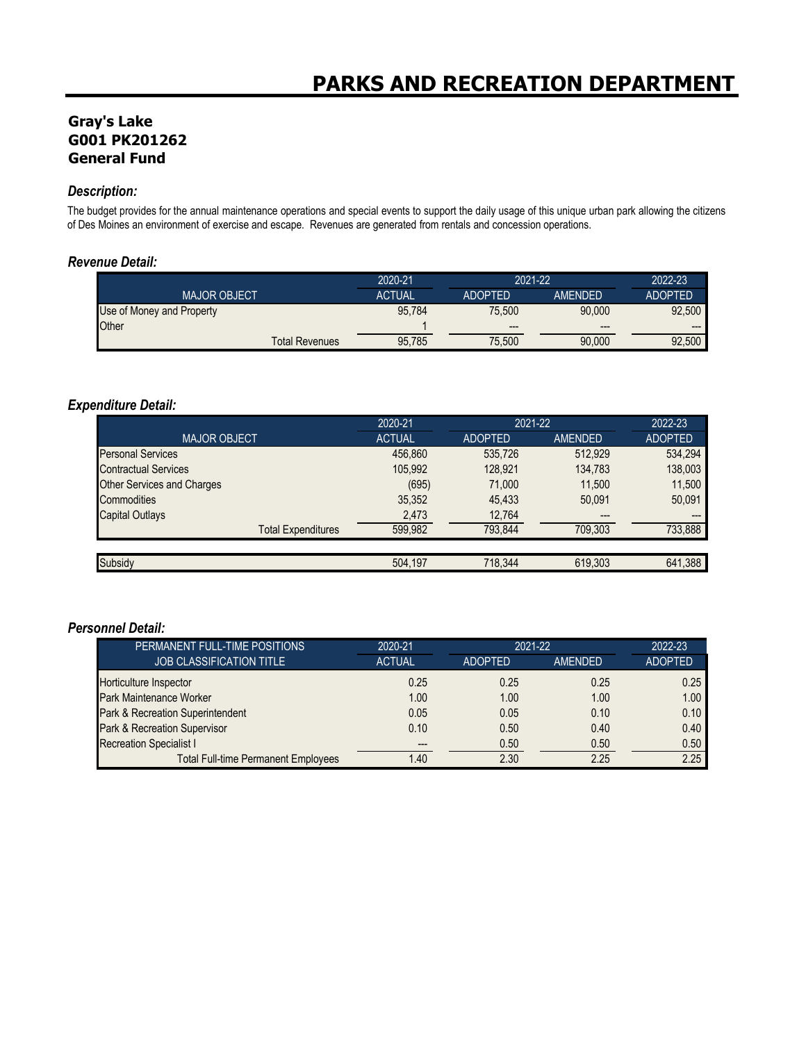# PARKS AND RECREATION DEPARTMENT

## Gray's Lake
## G001 PK201262
## General Fund

### *Description:*

The budget provides for the annual maintenance operations and special events to support the daily usage of this unique urban park allowing the citizens of Des Moines an environment of exercise and escape. Revenues are generated from rentals and concession operations.

### *Revenue Detail:*

| | 2020-21 | 2021-22 | | 2022-23 |
|---|---|---|---|---|
| MAJOR OBJECT | ACTUAL | ADOPTED | AMENDED | ADOPTED |
| Use of Money and Property | 95,784 | 75,500 | 90,000 | 92,500 |
| Other | 1 | --- | --- | --- |
| Total Revenues | 95,785 | 75,500 | 90,000 | 92,500 |

### *Expenditure Detail:*

| | 2020-21 | 2021-22 | | 2022-23 |
|---|---|---|---|---|
| MAJOR OBJECT | ACTUAL | ADOPTED | AMENDED | ADOPTED |
| Personal Services | 456,860 | 535,726 | 512,929 | 534,294 |
| Contractual Services | 105,992 | 128,921 | 134,783 | 138,003 |
| Other Services and Charges | (695) | 71,000 | 11,500 | 11,500 |
| Commodities | 35,352 | 45,433 | 50,091 | 50,091 |
| Capital Outlays | 2,473 | 12,764 | --- | --- |
| Total Expenditures | 599,982 | 793,844 | 709,303 | 733,888 |
| | | | | |
| Subsidy | 504,197 | 718,344 | 619,303 | 641,388 |

### *Personnel Detail:*

| PERMANENT FULL-TIME POSITIONS | 2020-21 | 2021-22 | | 2022-23 |
|---|---|---|---|---|
| JOB CLASSIFICATION TITLE | ACTUAL | ADOPTED | AMENDED | ADOPTED |
| Horticulture Inspector | 0.25 | 0.25 | 0.25 | 0.25 |
| Park Maintenance Worker | 1.00 | 1.00 | 1.00 | 1.00 |
| Park & Recreation Superintendent | 0.05 | 0.05 | 0.10 | 0.10 |
| Park & Recreation Supervisor | 0.10 | 0.50 | 0.40 | 0.40 |
| Recreation Specialist I | --- | 0.50 | 0.50 | 0.50 |
| Total Full-time Permanent Employees | 1.40 | 2.30 | 2.25 | 2.25 |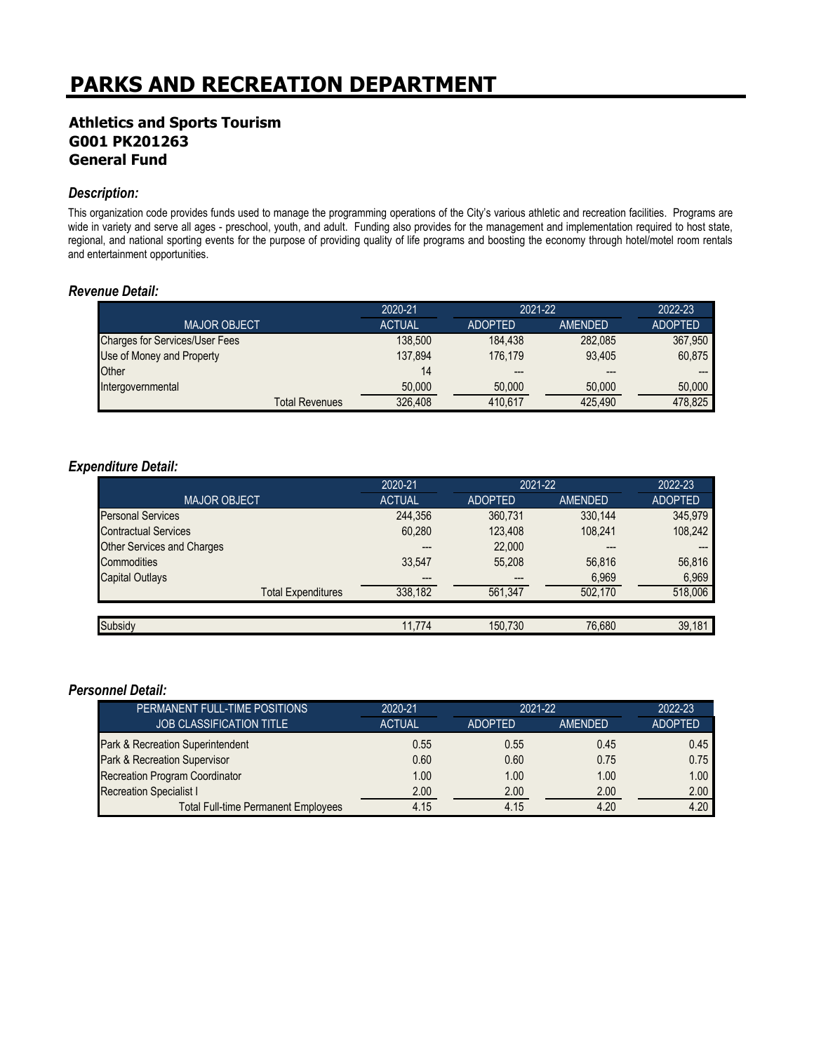# PARKS AND RECREATION DEPARTMENT

### Athletics and Sports Tourism
### G001 PK201263
### General Fund

#### *Description:*

This organization code provides funds used to manage the programming operations of the City's various athletic and recreation facilities. Programs are wide in variety and serve all ages - preschool, youth, and adult. Funding also provides for the management and implementation required to host state, regional, and national sporting events for the purpose of providing quality of life programs and boosting the economy through hotel/motel room rentals and entertainment opportunities.

#### *Revenue Detail:*

| | 2020-21 | 2021-22 | | 2022-23 |
|---|---|---|---|---|
| MAJOR OBJECT | ACTUAL | ADOPTED | AMENDED | ADOPTED |
| Charges for Services/User Fees | 138,500 | 184,438 | 282,085 | 367,950 |
| Use of Money and Property | 137,894 | 176,179 | 93,405 | 60,875 |
| Other | 14 | --- | --- | --- |
| Intergovernmental | 50,000 | 50,000 | 50,000 | 50,000 |
| Total Revenues | 326,408 | 410,617 | 425,490 | 478,825 |

#### *Expenditure Detail:*

| | 2020-21 | 2021-22 | | 2022-23 |
|---|---|---|---|---|
| MAJOR OBJECT | ACTUAL | ADOPTED | AMENDED | ADOPTED |
| Personal Services | 244,356 | 360,731 | 330,144 | 345,979 |
| Contractual Services | 60,280 | 123,408 | 108,241 | 108,242 |
| Other Services and Charges | --- | 22,000 | --- | --- |
| Commodities | 33,547 | 55,208 | 56,816 | 56,816 |
| Capital Outlays | --- | --- | 6,969 | 6,969 |
| Total Expenditures | 338,182 | 561,347 | 502,170 | 518,006 |
| | | | | |
| Subsidy | 11,774 | 150,730 | 76,680 | 39,181 |

#### *Personnel Detail:*

| PERMANENT FULL-TIME POSITIONS | 2020-21 | 2021-22 | | 2022-23 |
|---|---|---|---|---|
| JOB CLASSIFICATION TITLE | ACTUAL | ADOPTED | AMENDED | ADOPTED |
| Park & Recreation Superintendent | 0.55 | 0.55 | 0.45 | 0.45 |
| Park & Recreation Supervisor | 0.60 | 0.60 | 0.75 | 0.75 |
| Recreation Program Coordinator | 1.00 | 1.00 | 1.00 | 1.00 |
| Recreation Specialist I | 2.00 | 2.00 | 2.00 | 2.00 |
| Total Full-time Permanent Employees | 4.15 | 4.15 | 4.20 | 4.20 |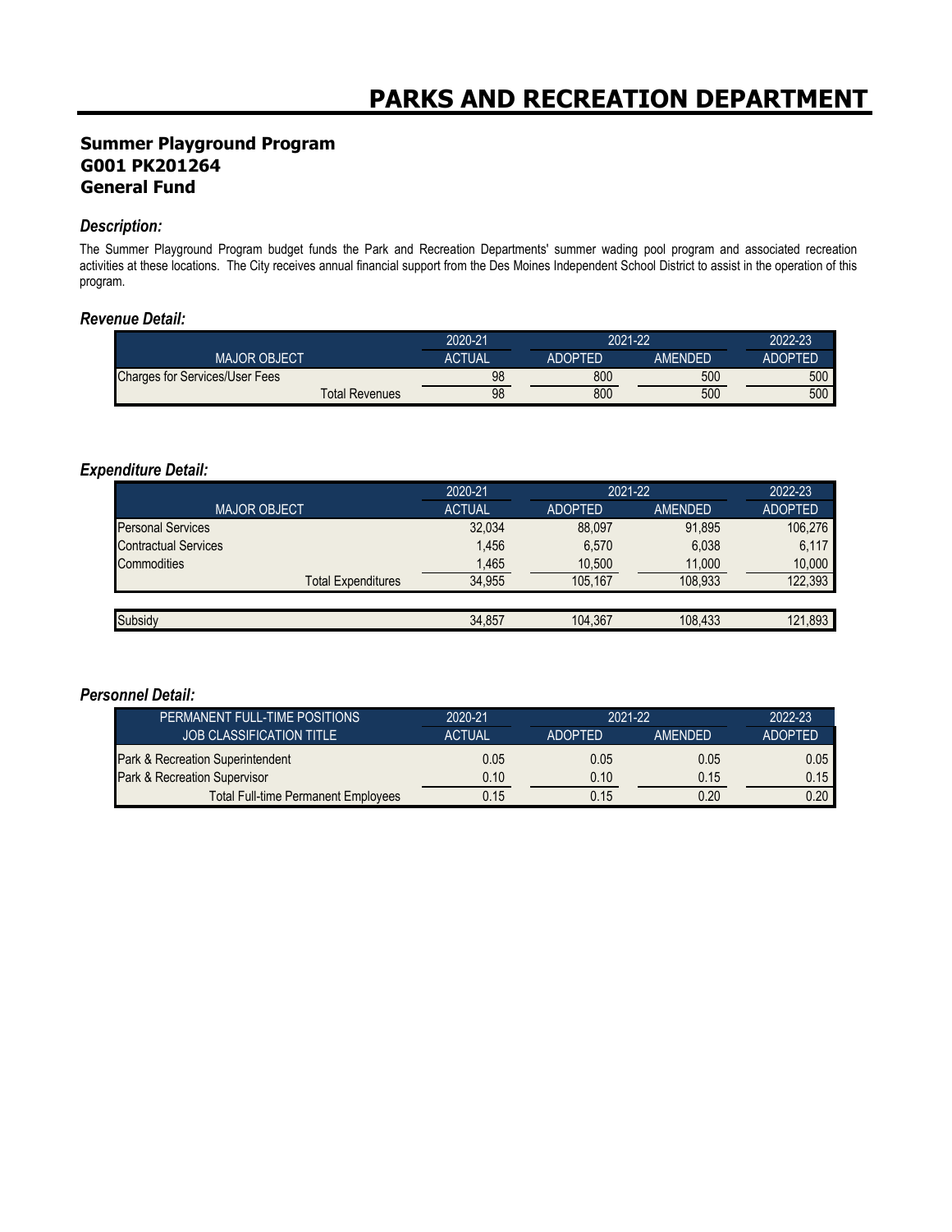# PARKS AND RECREATION DEPARTMENT

## Summer Playground Program
## G001 PK201264
## General Fund

### *Description:*

The Summer Playground Program budget funds the Park and Recreation Departments' summer wading pool program and associated recreation activities at these locations. The City receives annual financial support from the Des Moines Independent School District to assist in the operation of this program.

### *Revenue Detail:*

| | 2020-21 | 2021-22 | | 2022-23 |
|---|---|---|---|---|
| MAJOR OBJECT | ACTUAL | ADOPTED | AMENDED | ADOPTED |
| Charges for Services/User Fees | 98 | 800 | 500 | 500 |
| Total Revenues | 98 | 800 | 500 | 500 |

### *Expenditure Detail:*

| | 2020-21 | 2021-22 | | 2022-23 |
|---|---|---|---|---|
| MAJOR OBJECT | ACTUAL | ADOPTED | AMENDED | ADOPTED |
| Personal Services | 32,034 | 88,097 | 91,895 | 106,276 |
| Contractual Services | 1,456 | 6,570 | 6,038 | 6,117 |
| Commodities | 1,465 | 10,500 | 11,000 | 10,000 |
| Total Expenditures | 34,955 | 105,167 | 108,933 | 122,393 |
| Subsidy | 34,857 | 104,367 | 108,433 | 121,893 |

### *Personnel Detail:*

| PERMANENT FULL-TIME POSITIONS | 2020-21 | 2021-22 | | 2022-23 |
|---|---|---|---|---|
| JOB CLASSIFICATION TITLE | ACTUAL | ADOPTED | AMENDED | ADOPTED |
| Park & Recreation Superintendent | 0.05 | 0.05 | 0.05 | 0.05 |
| Park & Recreation Supervisor | 0.10 | 0.10 | 0.15 | 0.15 |
| Total Full-time Permanent Employees | 0.15 | 0.15 | 0.20 | 0.20 |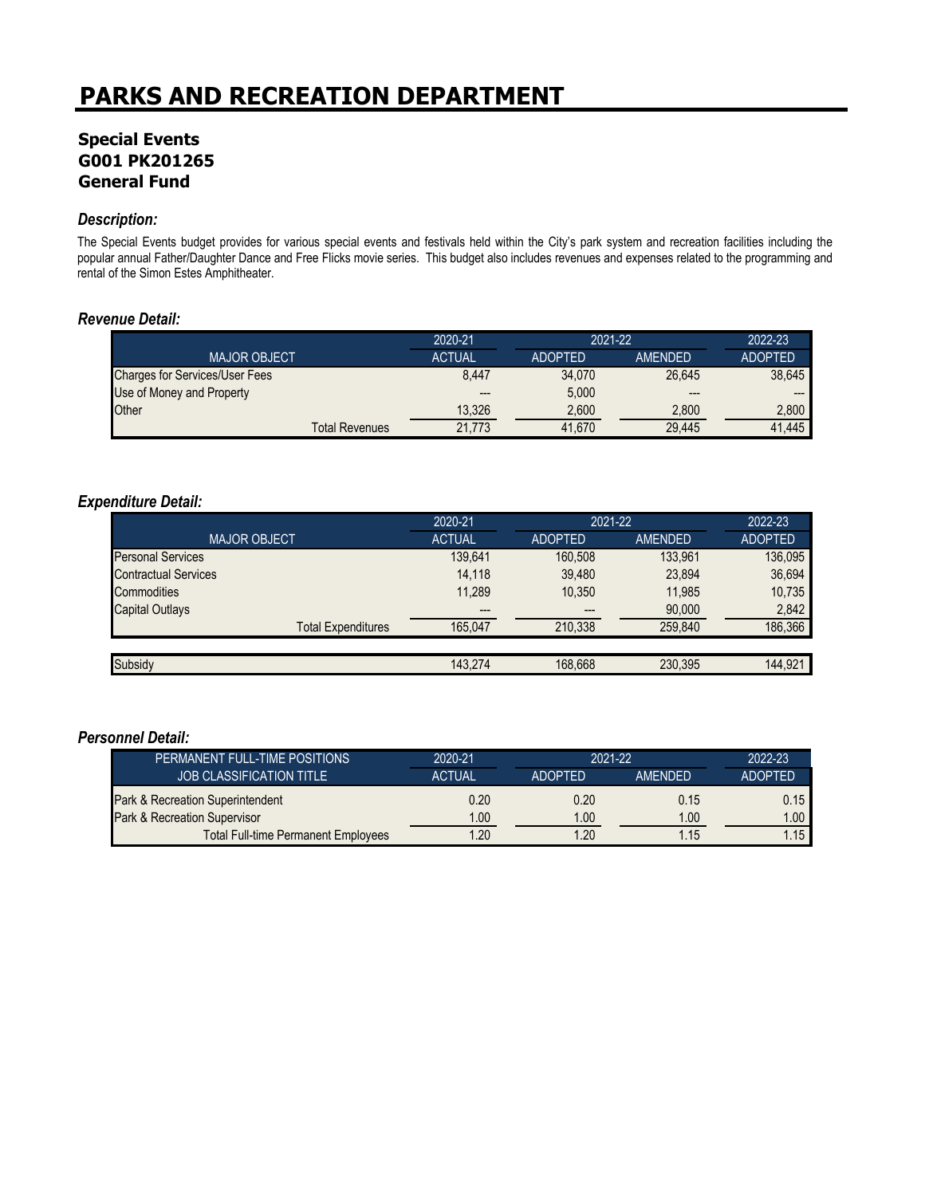# PARKS AND RECREATION DEPARTMENT

## Special Events
## G001 PK201265
## General Fund

### *Description:*

The Special Events budget provides for various special events and festivals held within the City's park system and recreation facilities including the popular annual Father/Daughter Dance and Free Flicks movie series. This budget also includes revenues and expenses related to the programming and rental of the Simon Estes Amphitheater.

### *Revenue Detail:*

| | 2020-21 | 2021-22 | | 2022-23 |
|---|---|---|---|---|
| MAJOR OBJECT | ACTUAL | ADOPTED | AMENDED | ADOPTED |
| Charges for Services/User Fees | 8,447 | 34,070 | 26,645 | 38,645 |
| Use of Money and Property | --- | 5,000 | --- | --- |
| Other | 13,326 | 2,600 | 2,800 | 2,800 |
| Total Revenues | 21,773 | 41,670 | 29,445 | 41,445 |

### *Expenditure Detail:*

| | 2020-21 | 2021-22 | | 2022-23 |
|---|---|---|---|---|
| MAJOR OBJECT | ACTUAL | ADOPTED | AMENDED | ADOPTED |
| Personal Services | 139,641 | 160,508 | 133,961 | 136,095 |
| Contractual Services | 14,118 | 39,480 | 23,894 | 36,694 |
| Commodities | 11,289 | 10,350 | 11,985 | 10,735 |
| Capital Outlays | --- | --- | 90,000 | 2,842 |
| Total Expenditures | 165,047 | 210,338 | 259,840 | 186,366 |
| | | | | |
| Subsidy | 143,274 | 168,668 | 230,395 | 144,921 |

### *Personnel Detail:*

| PERMANENT FULL-TIME POSITIONS | 2020-21 | 2021-22 | | 2022-23 |
|---|---|---|---|---|
| JOB CLASSIFICATION TITLE | ACTUAL | ADOPTED | AMENDED | ADOPTED |
| Park & Recreation Superintendent | 0.20 | 0.20 | 0.15 | 0.15 |
| Park & Recreation Supervisor | 1.00 | 1.00 | 1.00 | 1.00 |
| Total Full-time Permanent Employees | 1.20 | 1.20 | 1.15 | 1.15 |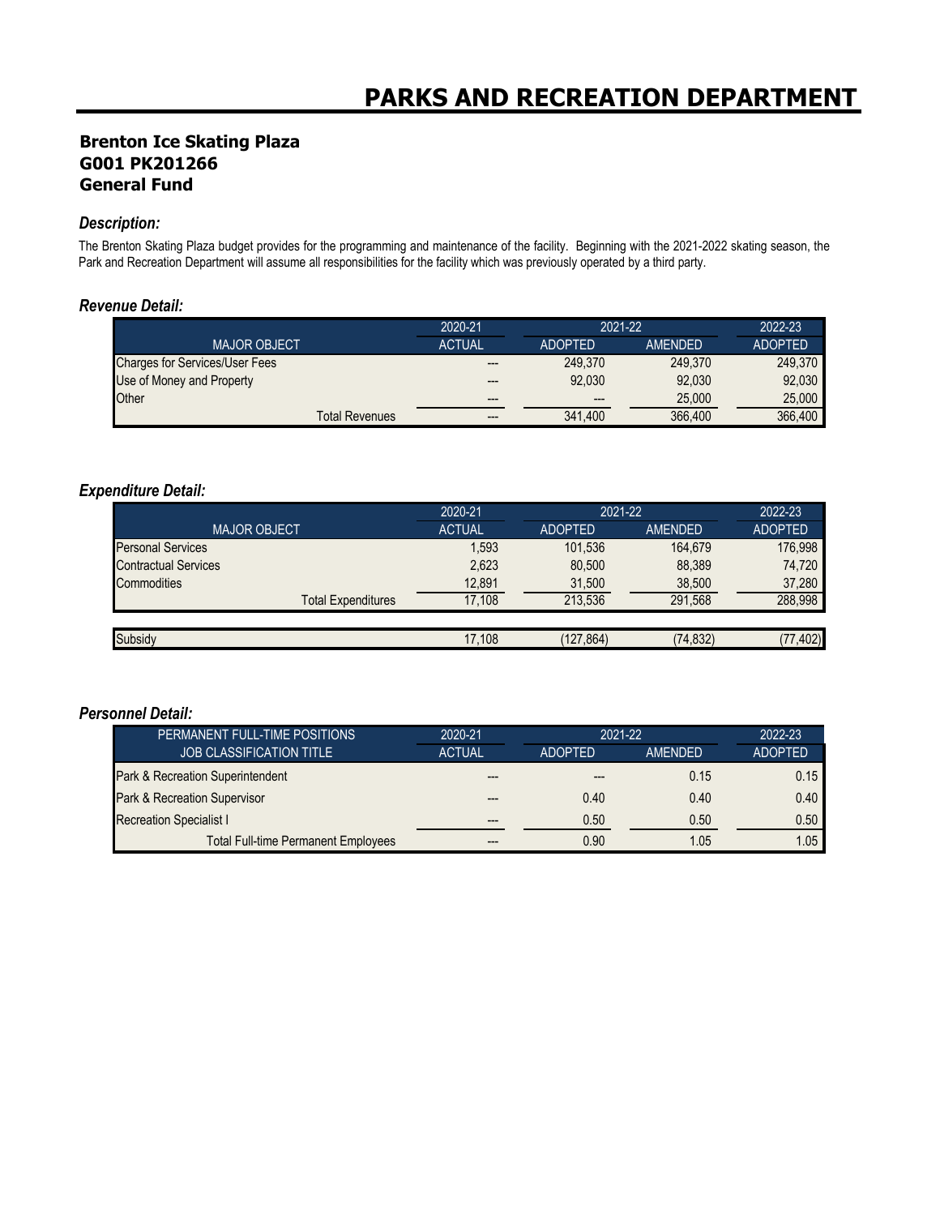# PARKS AND RECREATION DEPARTMENT

## Brenton Ice Skating Plaza
## G001 PK201266
## General Fund

### *Description:*

The Brenton Skating Plaza budget provides for the programming and maintenance of the facility. Beginning with the 2021-2022 skating season, the Park and Recreation Department will assume all responsibilities for the facility which was previously operated by a third party.

### *Revenue Detail:*

| MAJOR OBJECT | 2020-21 ACTUAL | 2021-22 ADOPTED | 2021-22 AMENDED | 2022-23 ADOPTED |
|---|---|---|---|---|
| Charges for Services/User Fees | --- | 249,370 | 249,370 | 249,370 |
| Use of Money and Property | --- | 92,030 | 92,030 | 92,030 |
| Other | --- | --- | 25,000 | 25,000 |
| Total Revenues | --- | 341,400 | 366,400 | 366,400 |

### *Expenditure Detail:*

| MAJOR OBJECT | 2020-21 ACTUAL | 2021-22 ADOPTED | 2021-22 AMENDED | 2022-23 ADOPTED |
|---|---|---|---|---|
| Personal Services | 1,593 | 101,536 | 164,679 | 176,998 |
| Contractual Services | 2,623 | 80,500 | 88,389 | 74,720 |
| Commodities | 12,891 | 31,500 | 38,500 | 37,280 |
| Total Expenditures | 17,108 | 213,536 | 291,568 | 288,998 |
| Subsidy | 17,108 | (127,864) | (74,832) | (77,402) |

### *Personnel Detail:*

| PERMANENT FULL-TIME POSITIONS JOB CLASSIFICATION TITLE | 2020-21 ACTUAL | 2021-22 ADOPTED | 2021-22 AMENDED | 2022-23 ADOPTED |
|---|---|---|---|---|
| Park & Recreation Superintendent | --- | --- | 0.15 | 0.15 |
| Park & Recreation Supervisor | --- | 0.40 | 0.40 | 0.40 |
| Recreation Specialist I | --- | 0.50 | 0.50 | 0.50 |
| Total Full-time Permanent Employees | --- | 0.90 | 1.05 | 1.05 |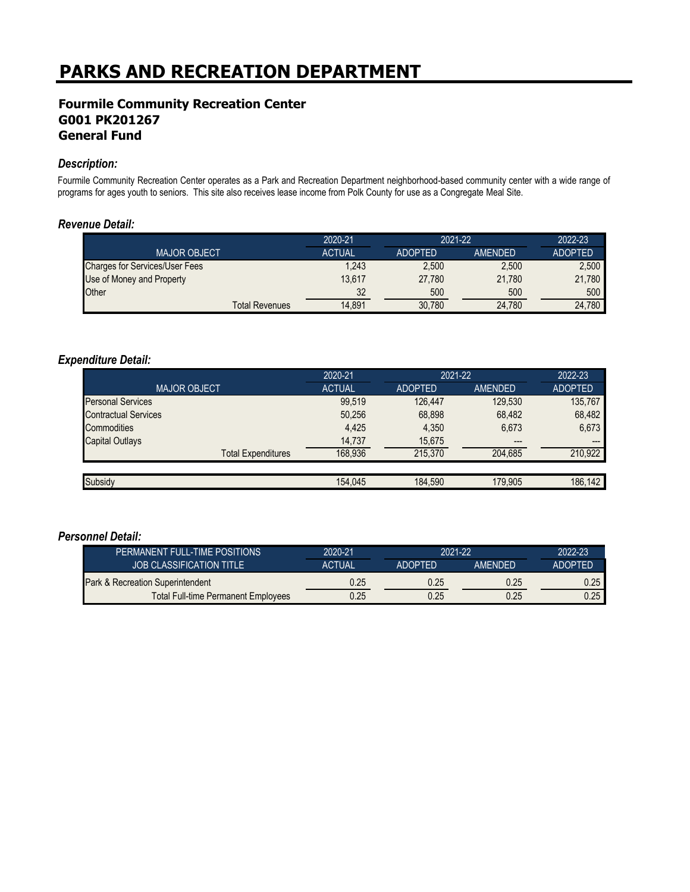# PARKS AND RECREATION DEPARTMENT

### Fourmile Community Recreation Center
### G001 PK201267
### General Fund

#### *Description:*

Fourmile Community Recreation Center operates as a Park and Recreation Department neighborhood-based community center with a wide range of programs for ages youth to seniors. This site also receives lease income from Polk County for use as a Congregate Meal Site.

#### *Revenue Detail:*

| | 2020-21 | 2021-22 | | 2022-23 |
|---|---|---|---|---|
| MAJOR OBJECT | ACTUAL | ADOPTED | AMENDED | ADOPTED |
| Charges for Services/User Fees | 1,243 | 2,500 | 2,500 | 2,500 |
| Use of Money and Property | 13,617 | 27,780 | 21,780 | 21,780 |
| Other | 32 | 500 | 500 | 500 |
| Total Revenues | 14,891 | 30,780 | 24,780 | 24,780 |

#### *Expenditure Detail:*

| | 2020-21 | 2021-22 | | 2022-23 |
|---|---|---|---|---|
| MAJOR OBJECT | ACTUAL | ADOPTED | AMENDED | ADOPTED |
| Personal Services | 99,519 | 126,447 | 129,530 | 135,767 |
| Contractual Services | 50,256 | 68,898 | 68,482 | 68,482 |
| Commodities | 4,425 | 4,350 | 6,673 | 6,673 |
| Capital Outlays | 14,737 | 15,675 | --- | --- |
| Total Expenditures | 168,936 | 215,370 | 204,685 | 210,922 |
| | | | | |
| Subsidy | 154,045 | 184,590 | 179,905 | 186,142 |

#### *Personnel Detail:*

| PERMANENT FULL-TIME POSITIONS | 2020-21 | 2021-22 | | 2022-23 |
|---|---|---|---|---|
| JOB CLASSIFICATION TITLE | ACTUAL | ADOPTED | AMENDED | ADOPTED |
| Park & Recreation Superintendent | 0.25 | 0.25 | 0.25 | 0.25 |
| Total Full-time Permanent Employees | 0.25 | 0.25 | 0.25 | 0.25 |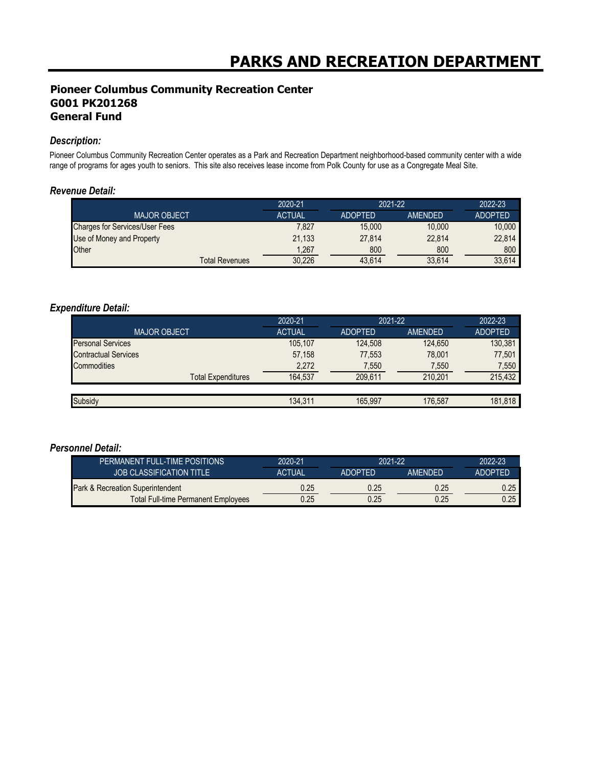# PARKS AND RECREATION DEPARTMENT

## Pioneer Columbus Community Recreation Center
## G001 PK201268
## General Fund

### *Description:*

Pioneer Columbus Community Recreation Center operates as a Park and Recreation Department neighborhood-based community center with a wide range of programs for ages youth to seniors. This site also receives lease income from Polk County for use as a Congregate Meal Site.

### *Revenue Detail:*

| | 2020-21 | 2021-22 | | 2022-23 |
|---|---|---|---|---|
| MAJOR OBJECT | ACTUAL | ADOPTED | AMENDED | ADOPTED |
| Charges for Services/User Fees | 7,827 | 15,000 | 10,000 | 10,000 |
| Use of Money and Property | 21,133 | 27,814 | 22,814 | 22,814 |
| Other | 1,267 | 800 | 800 | 800 |
| Total Revenues | 30,226 | 43,614 | 33,614 | 33,614 |

### *Expenditure Detail:*

| | 2020-21 | 2021-22 | | 2022-23 |
|---|---|---|---|---|
| MAJOR OBJECT | ACTUAL | ADOPTED | AMENDED | ADOPTED |
| Personal Services | 105,107 | 124,508 | 124,650 | 130,381 |
| Contractual Services | 57,158 | 77,553 | 78,001 | 77,501 |
| Commodities | 2,272 | 7,550 | 7,550 | 7,550 |
| Total Expenditures | 164,537 | 209,611 | 210,201 | 215,432 |
| | | | | |
| Subsidy | 134,311 | 165,997 | 176,587 | 181,818 |

### *Personnel Detail:*

| PERMANENT FULL-TIME POSITIONS | 2020-21 | 2021-22 | | 2022-23 |
|---|---|---|---|---|
| JOB CLASSIFICATION TITLE | ACTUAL | ADOPTED | AMENDED | ADOPTED |
| Park & Recreation Superintendent | 0.25 | 0.25 | 0.25 | 0.25 |
| Total Full-time Permanent Employees | 0.25 | 0.25 | 0.25 | 0.25 |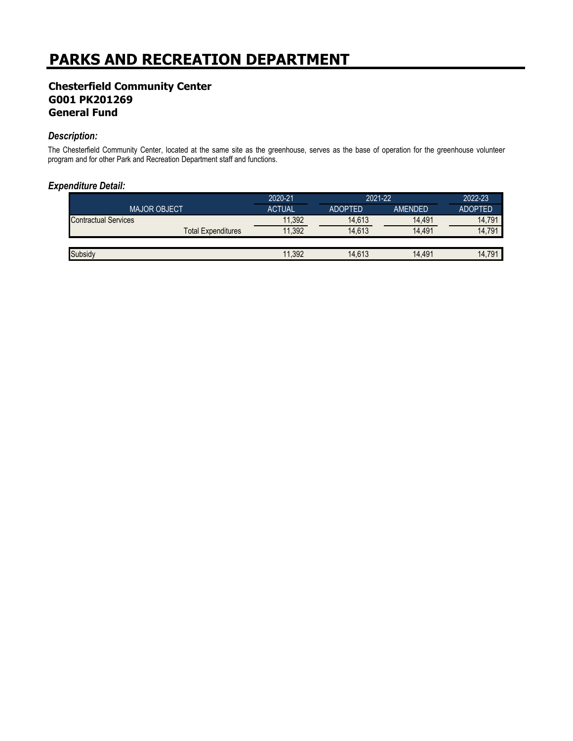# PARKS AND RECREATION DEPARTMENT

### Chesterfield Community Center
### G001 PK201269
### General Fund

#### *Description:*

The Chesterfield Community Center, located at the same site as the greenhouse, serves as the base of operation for the greenhouse volunteer program and for other Park and Recreation Department staff and functions.

#### *Expenditure Detail:*

| | 2020-21 | 2021-22 | | 2022-23 |
|---|---|---|---|---|
| MAJOR OBJECT | ACTUAL | ADOPTED | AMENDED | ADOPTED |
| Contractual Services | 11,392 | 14,613 | 14,491 | 14,791 |
| Total Expenditures | 11,392 | 14,613 | 14,491 | 14,791 |
| | | | | |
| Subsidy | 11,392 | 14,613 | 14,491 | 14,791 |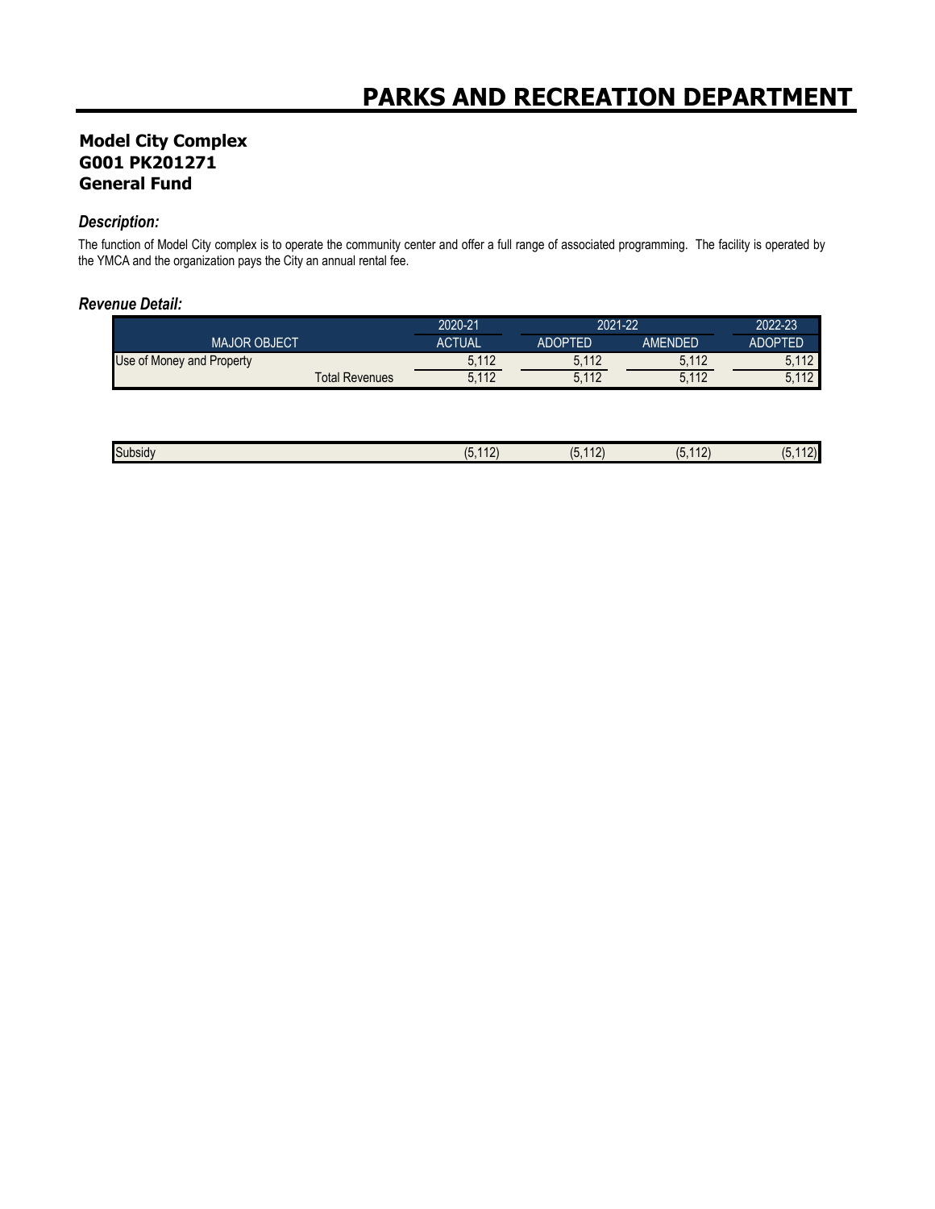# PARKS AND RECREATION DEPARTMENT

## Model City Complex
## G001 PK201271
## General Fund

### *Description:*

The function of Model City complex is to operate the community center and offer a full range of associated programming. The facility is operated by the YMCA and the organization pays the City an annual rental fee.

### *Revenue Detail:*

| | 2020-21 | 2021-22 | | 2022-23 |
|---|---|---|---|---|
| MAJOR OBJECT | ACTUAL | ADOPTED | AMENDED | ADOPTED |
| Use of Money and Property | 5,112 | 5,112 | 5,112 | 5,112 |
| Total Revenues | 5,112 | 5,112 | 5,112 | 5,112 |

| | | | | |
|---|---|---|---|---|
| Subsidy | (5,112) | (5,112) | (5,112) | (5,112) |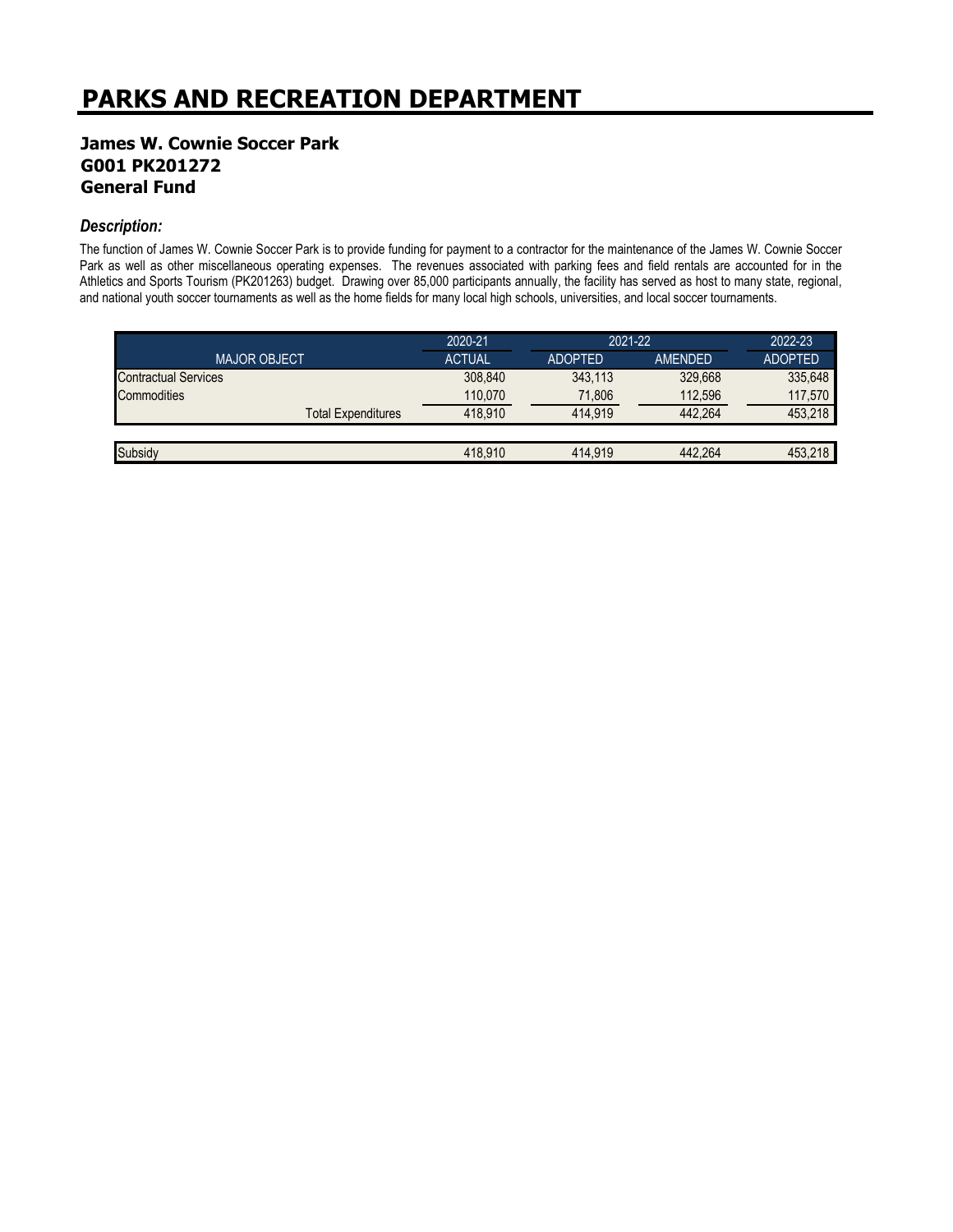# PARKS AND RECREATION DEPARTMENT

**James W. Cownie Soccer Park**
**G001 PK201272**
**General Fund**

### *Description:*

The function of James W. Cownie Soccer Park is to provide funding for payment to a contractor for the maintenance of the James W. Cownie Soccer Park as well as other miscellaneous operating expenses. The revenues associated with parking fees and field rentals are accounted for in the Athletics and Sports Tourism (PK201263) budget. Drawing over 85,000 participants annually, the facility has served as host to many state, regional, and national youth soccer tournaments as well as the home fields for many local high schools, universities, and local soccer tournaments.

| | 2020-21 | 2021-22 | | 2022-23 |
|---|---|---|---|---|
| MAJOR OBJECT | ACTUAL | ADOPTED | AMENDED | ADOPTED |
| Contractual Services | 308,840 | 343,113 | 329,668 | 335,648 |
| Commodities | 110,070 | 71,806 | 112,596 | 117,570 |
| Total Expenditures | 418,910 | 414,919 | 442,264 | 453,218 |
| | | | | |
| Subsidy | 418,910 | 414,919 | 442,264 | 453,218 |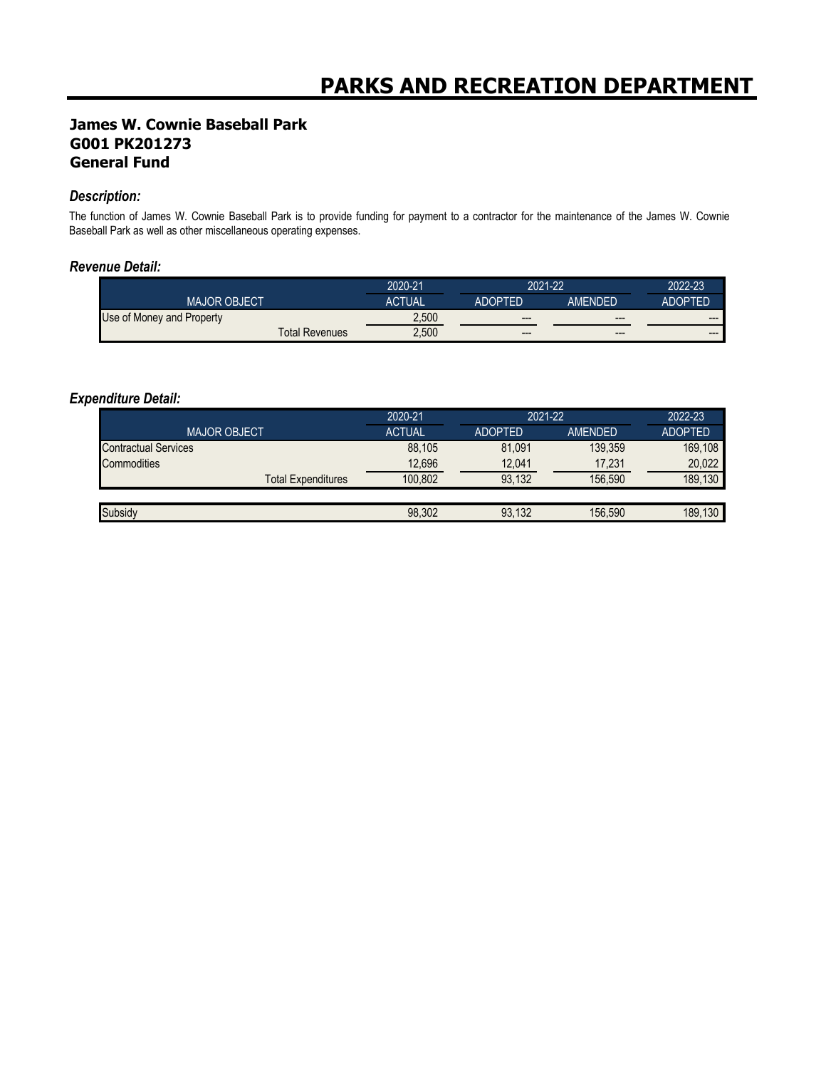# PARKS AND RECREATION DEPARTMENT

## James W. Cownie Baseball Park
## G001 PK201273
## General Fund

### *Description:*

The function of James W. Cownie Baseball Park is to provide funding for payment to a contractor for the maintenance of the James W. Cownie Baseball Park as well as other miscellaneous operating expenses.

### *Revenue Detail:*

| | 2020-21 | 2021-22 | | 2022-23 |
|---|---|---|---|---|
| MAJOR OBJECT | ACTUAL | ADOPTED | AMENDED | ADOPTED |
| Use of Money and Property | 2,500 | --- | --- | --- |
| Total Revenues | 2,500 | --- | --- | --- |

### *Expenditure Detail:*

| | 2020-21 | 2021-22 | | 2022-23 |
|---|---|---|---|---|
| MAJOR OBJECT | ACTUAL | ADOPTED | AMENDED | ADOPTED |
| Contractual Services | 88,105 | 81,091 | 139,359 | 169,108 |
| Commodities | 12,696 | 12,041 | 17,231 | 20,022 |
| Total Expenditures | 100,802 | 93,132 | 156,590 | 189,130 |
| | | | | |
| Subsidy | 98,302 | 93,132 | 156,590 | 189,130 |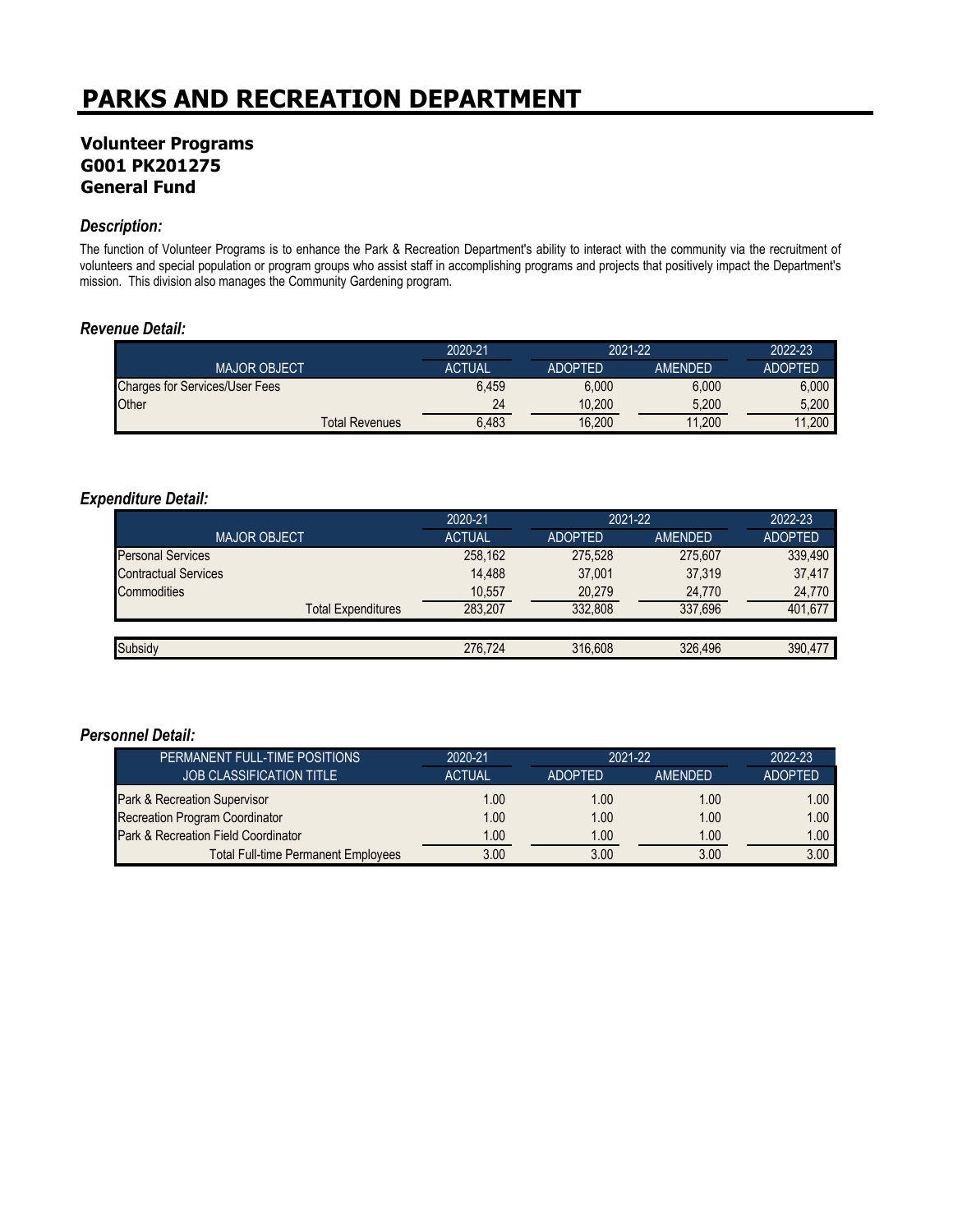# PARKS AND RECREATION DEPARTMENT

## Volunteer Programs
## G001 PK201275
## General Fund

### *Description:*

The function of Volunteer Programs is to enhance the Park & Recreation Department's ability to interact with the community via the recruitment of volunteers and special population or program groups who assist staff in accomplishing programs and projects that positively impact the Department's mission. This division also manages the Community Gardening program.

### *Revenue Detail:*

| | 2020-21 | 2021-22 | | 2022-23 |
|---|---|---|---|---|
| MAJOR OBJECT | ACTUAL | ADOPTED | AMENDED | ADOPTED |
| Charges for Services/User Fees | 6,459 | 6,000 | 6,000 | 6,000 |
| Other | 24 | 10,200 | 5,200 | 5,200 |
| Total Revenues | 6,483 | 16,200 | 11,200 | 11,200 |

### *Expenditure Detail:*

| | 2020-21 | 2021-22 | | 2022-23 |
|---|---|---|---|---|
| MAJOR OBJECT | ACTUAL | ADOPTED | AMENDED | ADOPTED |
| Personal Services | 258,162 | 275,528 | 275,607 | 339,490 |
| Contractual Services | 14,488 | 37,001 | 37,319 | 37,417 |
| Commodities | 10,557 | 20,279 | 24,770 | 24,770 |
| Total Expenditures | 283,207 | 332,808 | 337,696 | 401,677 |
| | | | | |
| Subsidy | 276,724 | 316,608 | 326,496 | 390,477 |

### *Personnel Detail:*

| PERMANENT FULL-TIME POSITIONS | 2020-21 | 2021-22 | | 2022-23 |
|---|---|---|---|---|
| JOB CLASSIFICATION TITLE | ACTUAL | ADOPTED | AMENDED | ADOPTED |
| Park & Recreation Supervisor | 1.00 | 1.00 | 1.00 | 1.00 |
| Recreation Program Coordinator | 1.00 | 1.00 | 1.00 | 1.00 |
| Park & Recreation Field Coordinator | 1.00 | 1.00 | 1.00 | 1.00 |
| Total Full-time Permanent Employees | 3.00 | 3.00 | 3.00 | 3.00 |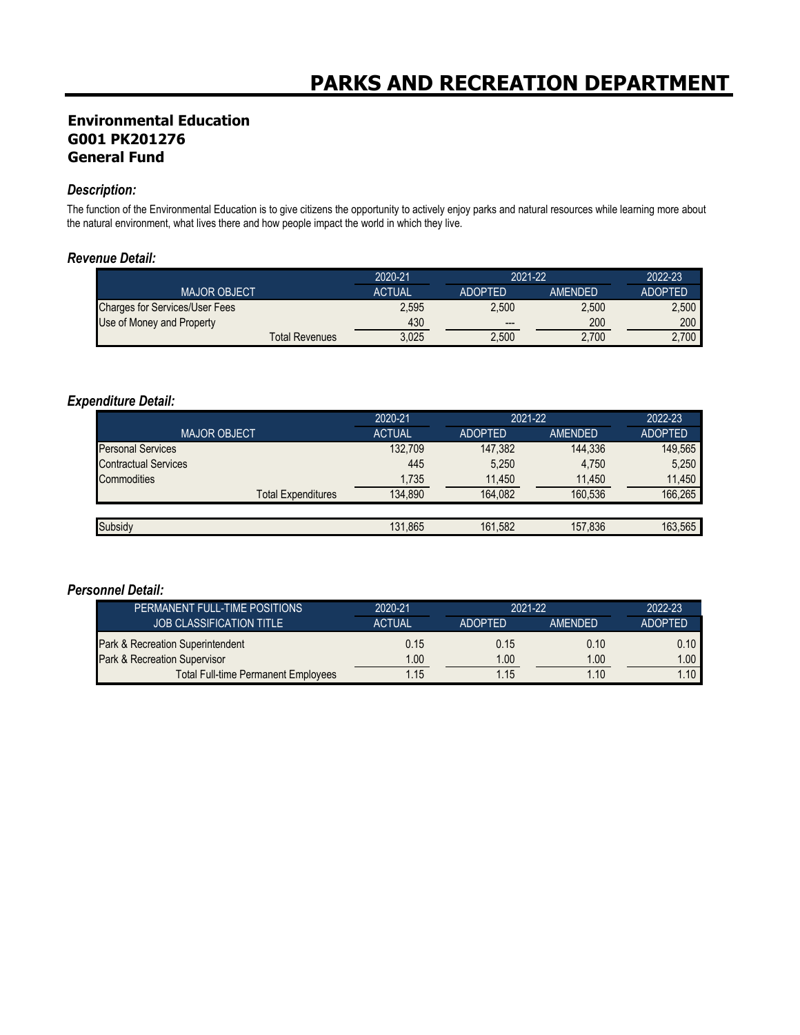# PARKS AND RECREATION DEPARTMENT

## Environmental Education
## G001 PK201276
## General Fund

### *Description:*

The function of the Environmental Education is to give citizens the opportunity to actively enjoy parks and natural resources while learning more about the natural environment, what lives there and how people impact the world in which they live.

### *Revenue Detail:*

| | 2020-21 | 2021-22 | | 2022-23 |
|---|---|---|---|---|
| MAJOR OBJECT | ACTUAL | ADOPTED | AMENDED | ADOPTED |
| Charges for Services/User Fees | 2,595 | 2,500 | 2,500 | 2,500 |
| Use of Money and Property | 430 | --- | 200 | 200 |
| Total Revenues | 3,025 | 2,500 | 2,700 | 2,700 |

### *Expenditure Detail:*

| | 2020-21 | 2021-22 | | 2022-23 |
|---|---|---|---|---|
| MAJOR OBJECT | ACTUAL | ADOPTED | AMENDED | ADOPTED |
| Personal Services | 132,709 | 147,382 | 144,336 | 149,565 |
| Contractual Services | 445 | 5,250 | 4,750 | 5,250 |
| Commodities | 1,735 | 11,450 | 11,450 | 11,450 |
| Total Expenditures | 134,890 | 164,082 | 160,536 | 166,265 |
| | | | | |
| Subsidy | 131,865 | 161,582 | 157,836 | 163,565 |

### *Personnel Detail:*

| PERMANENT FULL-TIME POSITIONS | 2020-21 | 2021-22 | | 2022-23 |
|---|---|---|---|---|
| JOB CLASSIFICATION TITLE | ACTUAL | ADOPTED | AMENDED | ADOPTED |
| Park & Recreation Superintendent | 0.15 | 0.15 | 0.10 | 0.10 |
| Park & Recreation Supervisor | 1.00 | 1.00 | 1.00 | 1.00 |
| Total Full-time Permanent Employees | 1.15 | 1.15 | 1.10 | 1.10 |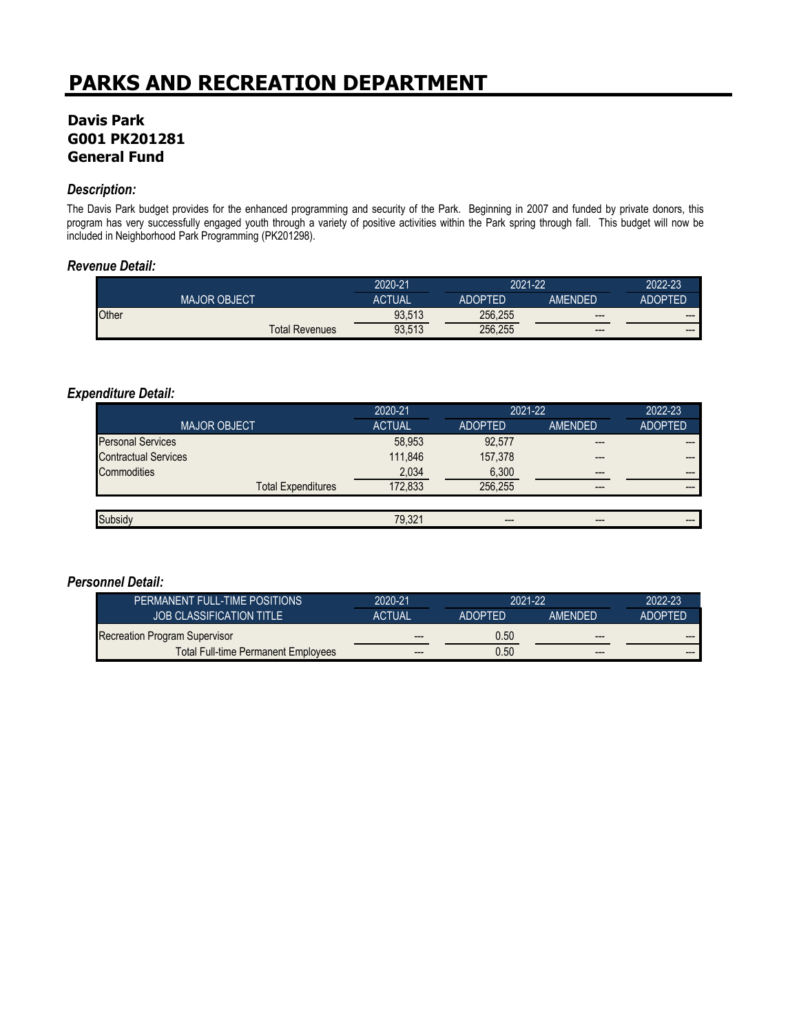# PARKS AND RECREATION DEPARTMENT

## Davis Park
## G001 PK201281
## General Fund

### *Description:*

The Davis Park budget provides for the enhanced programming and security of the Park. Beginning in 2007 and funded by private donors, this program has very successfully engaged youth through a variety of positive activities within the Park spring through fall. This budget will now be included in Neighborhood Park Programming (PK201298).

### *Revenue Detail:*

| MAJOR OBJECT | 2020-21 ACTUAL | 2021-22 ADOPTED | 2021-22 AMENDED | 2022-23 ADOPTED |
|---|---|---|---|---|
| Other | 93,513 | 256,255 | --- | --- |
| Total Revenues | 93,513 | 256,255 | --- | --- |

### *Expenditure Detail:*

| MAJOR OBJECT | 2020-21 ACTUAL | 2021-22 ADOPTED | 2021-22 AMENDED | 2022-23 ADOPTED |
|---|---|---|---|---|
| Personal Services | 58,953 | 92,577 | --- | --- |
| Contractual Services | 111,846 | 157,378 | --- | --- |
| Commodities | 2,034 | 6,300 | --- | --- |
| Total Expenditures | 172,833 | 256,255 | --- | --- |
| | | | | |
| Subsidy | 79,321 | --- | --- | --- |

### *Personnel Detail:*

| PERMANENT FULL-TIME POSITIONS JOB CLASSIFICATION TITLE | 2020-21 ACTUAL | 2021-22 ADOPTED | 2021-22 AMENDED | 2022-23 ADOPTED |
|---|---|---|---|---|
| Recreation Program Supervisor | --- | 0.50 | --- | --- |
| Total Full-time Permanent Employees | --- | 0.50 | --- | --- |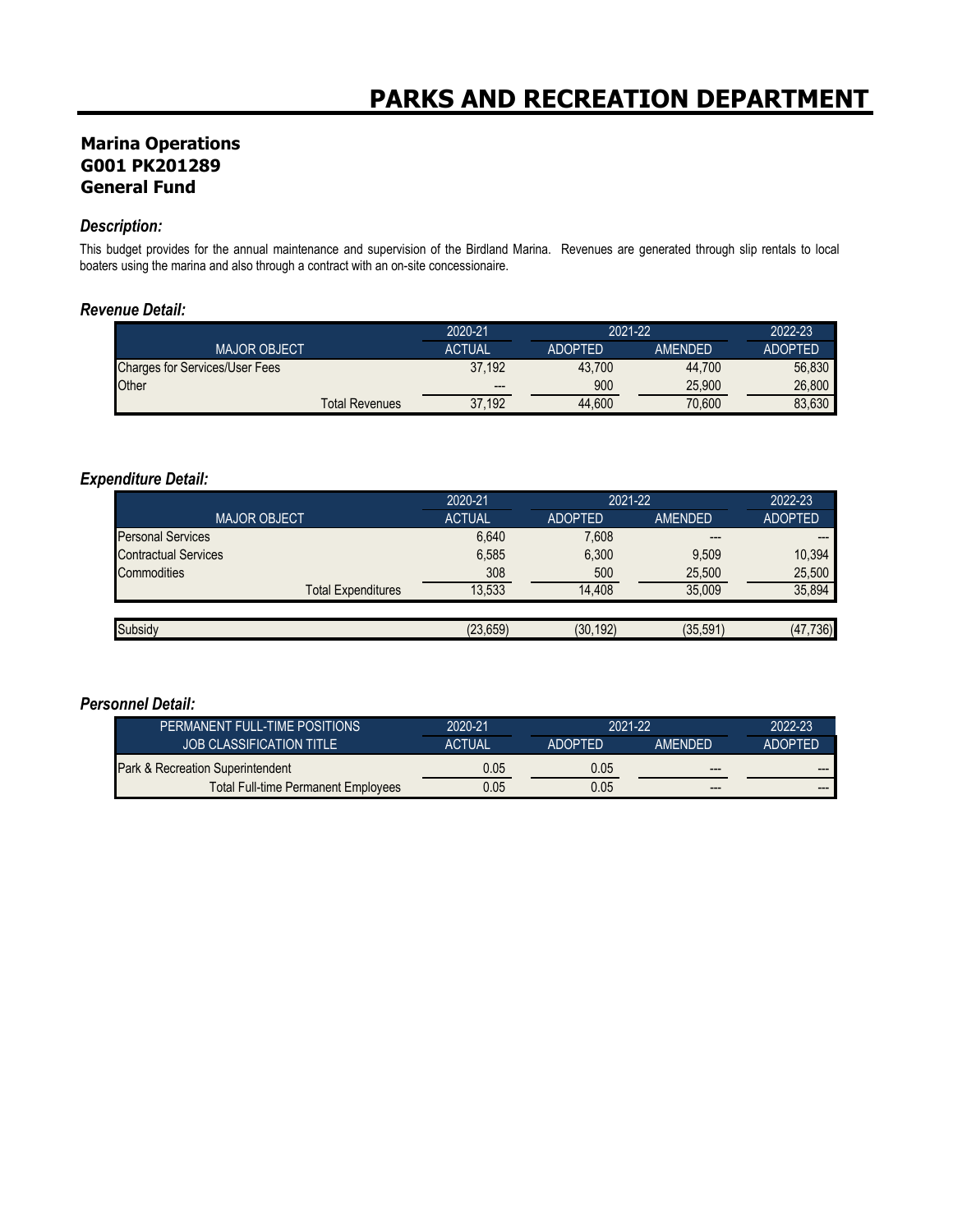# PARKS AND RECREATION DEPARTMENT

## Marina Operations
## G001 PK201289
## General Fund

### *Description:*

This budget provides for the annual maintenance and supervision of the Birdland Marina. Revenues are generated through slip rentals to local boaters using the marina and also through a contract with an on-site concessionaire.

### *Revenue Detail:*

| | 2020-21 | 2021-22 | | 2022-23 |
|---|---|---|---|---|
| MAJOR OBJECT | ACTUAL | ADOPTED | AMENDED | ADOPTED |
| Charges for Services/User Fees | 37,192 | 43,700 | 44,700 | 56,830 |
| Other | --- | 900 | 25,900 | 26,800 |
| Total Revenues | 37,192 | 44,600 | 70,600 | 83,630 |

### *Expenditure Detail:*

| | 2020-21 | 2021-22 | | 2022-23 |
|---|---|---|---|---|
| MAJOR OBJECT | ACTUAL | ADOPTED | AMENDED | ADOPTED |
| Personal Services | 6,640 | 7,608 | --- | --- |
| Contractual Services | 6,585 | 6,300 | 9,509 | 10,394 |
| Commodities | 308 | 500 | 25,500 | 25,500 |
| Total Expenditures | 13,533 | 14,408 | 35,009 | 35,894 |
| | | | | |
| Subsidy | (23,659) | (30,192) | (35,591) | (47,736) |

### *Personnel Detail:*

| PERMANENT FULL-TIME POSITIONS | 2020-21 | 2021-22 | | 2022-23 |
|---|---|---|---|---|
| JOB CLASSIFICATION TITLE | ACTUAL | ADOPTED | AMENDED | ADOPTED |
| Park & Recreation Superintendent | 0.05 | 0.05 | --- | --- |
| Total Full-time Permanent Employees | 0.05 | 0.05 | --- | --- |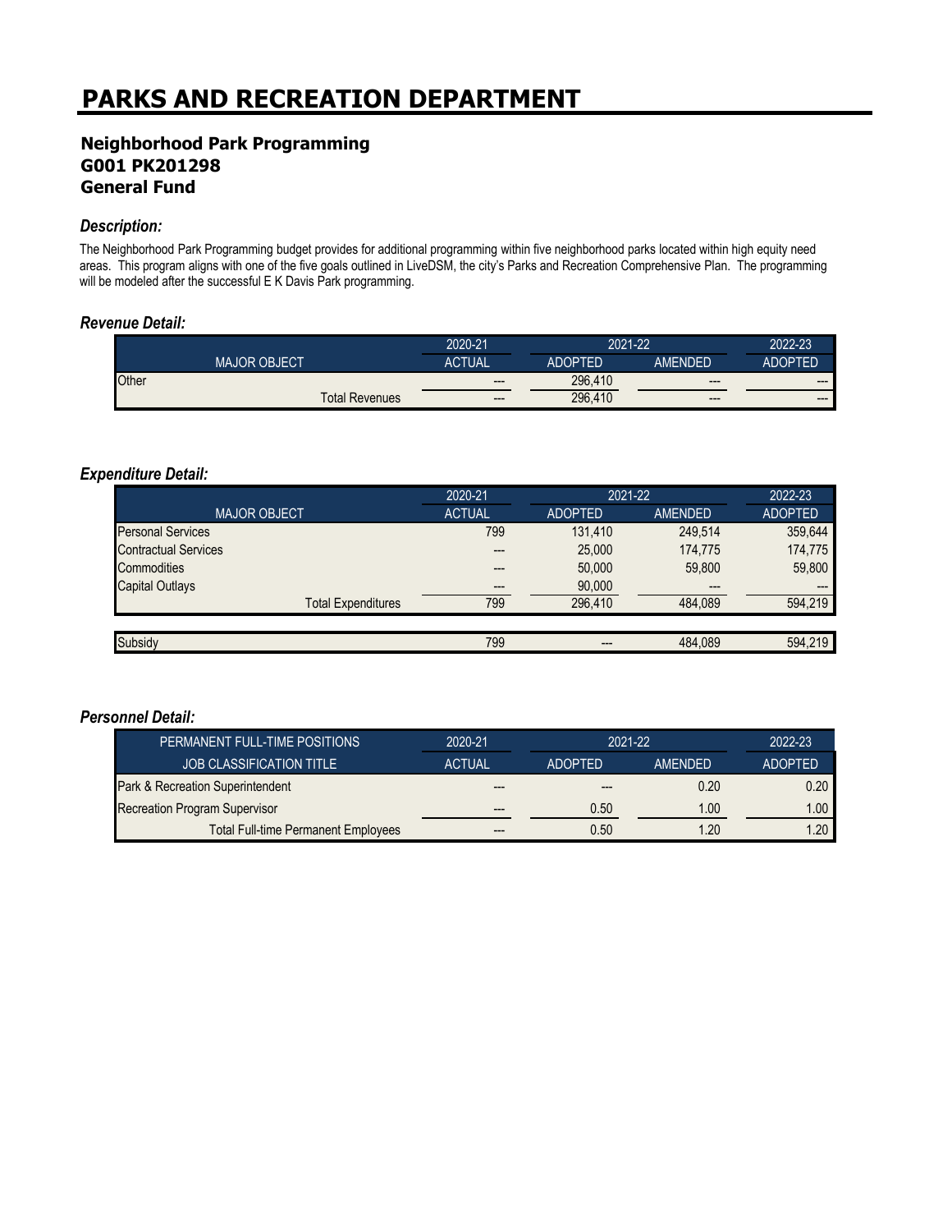# PARKS AND RECREATION DEPARTMENT

## Neighborhood Park Programming
## G001 PK201298
## General Fund

### *Description:*

The Neighborhood Park Programming budget provides for additional programming within five neighborhood parks located within high equity need areas. This program aligns with one of the five goals outlined in LiveDSM, the city's Parks and Recreation Comprehensive Plan. The programming will be modeled after the successful E K Davis Park programming.

### *Revenue Detail:*

| MAJOR OBJECT | 2020-21 ACTUAL | 2021-22 ADOPTED | 2021-22 AMENDED | 2022-23 ADOPTED |
|---|---|---|---|---|
| Other | --- | 296,410 | --- | --- |
| Total Revenues | --- | 296,410 | --- | --- |

### *Expenditure Detail:*

| MAJOR OBJECT | 2020-21 ACTUAL | 2021-22 ADOPTED | 2021-22 AMENDED | 2022-23 ADOPTED |
|---|---|---|---|---|
| Personal Services | 799 | 131,410 | 249,514 | 359,644 |
| Contractual Services | --- | 25,000 | 174,775 | 174,775 |
| Commodities | --- | 50,000 | 59,800 | 59,800 |
| Capital Outlays | --- | 90,000 | --- | --- |
| Total Expenditures | 799 | 296,410 | 484,089 | 594,219 |
| | | | | |
| Subsidy | 799 | --- | 484,089 | 594,219 |

### *Personnel Detail:*

| PERMANENT FULL-TIME POSITIONS<br>JOB CLASSIFICATION TITLE | 2020-21 ACTUAL | 2021-22 ADOPTED | 2021-22 AMENDED | 2022-23 ADOPTED |
|---|---|---|---|---|
| Park & Recreation Superintendent | --- | --- | 0.20 | 0.20 |
| Recreation Program Supervisor | --- | 0.50 | 1.00 | 1.00 |
| Total Full-time Permanent Employees | --- | 0.50 | 1.20 | 1.20 |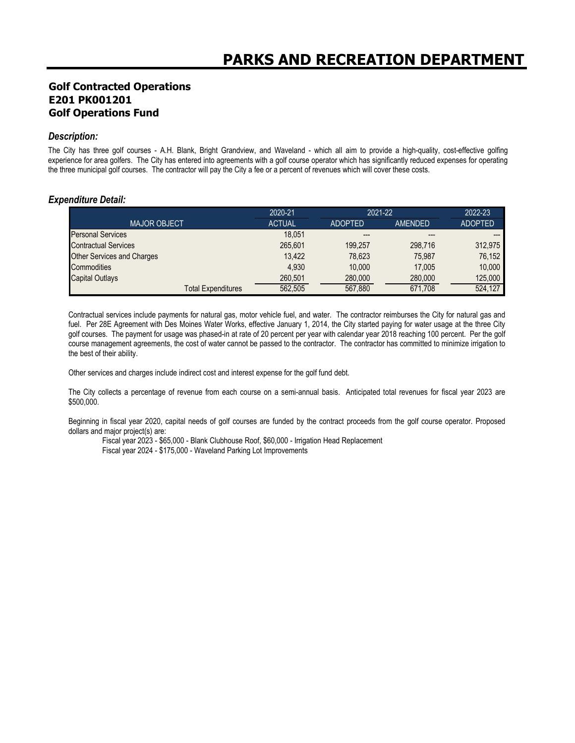# PARKS AND RECREATION DEPARTMENT

## Golf Contracted Operations
## E201 PK001201
## Golf Operations Fund

### *Description:*

The City has three golf courses - A.H. Blank, Bright Grandview, and Waveland - which all aim to provide a high-quality, cost-effective golfing experience for area golfers. The City has entered into agreements with a golf course operator which has significantly reduced expenses for operating the three municipal golf courses. The contractor will pay the City a fee or a percent of revenues which will cover these costs.

### *Expenditure Detail:*

| | 2020-21 | 2021-22 | | 2022-23 |
|---|---|---|---|---|
| MAJOR OBJECT | ACTUAL | ADOPTED | AMENDED | ADOPTED |
| Personal Services | 18,051 | --- | --- | --- |
| Contractual Services | 265,601 | 199,257 | 298,716 | 312,975 |
| Other Services and Charges | 13,422 | 78,623 | 75,987 | 76,152 |
| Commodities | 4,930 | 10,000 | 17,005 | 10,000 |
| Capital Outlays | 260,501 | 280,000 | 280,000 | 125,000 |
| Total Expenditures | 562,505 | 567,880 | 671,708 | 524,127 |

Contractual services include payments for natural gas, motor vehicle fuel, and water. The contractor reimburses the City for natural gas and fuel. Per 28E Agreement with Des Moines Water Works, effective January 1, 2014, the City started paying for water usage at the three City golf courses. The payment for usage was phased-in at rate of 20 percent per year with calendar year 2018 reaching 100 percent. Per the golf course management agreements, the cost of water cannot be passed to the contractor. The contractor has committed to minimize irrigation to the best of their ability.

Other services and charges include indirect cost and interest expense for the golf fund debt.

The City collects a percentage of revenue from each course on a semi-annual basis. Anticipated total revenues for fiscal year 2023 are $500,000.

Beginning in fiscal year 2020, capital needs of golf courses are funded by the contract proceeds from the golf course operator. Proposed dollars and major project(s) are:

Fiscal year 2023 - $65,000 - Blank Clubhouse Roof, $60,000 - Irrigation Head Replacement
Fiscal year 2024 - $175,000 - Waveland Parking Lot Improvements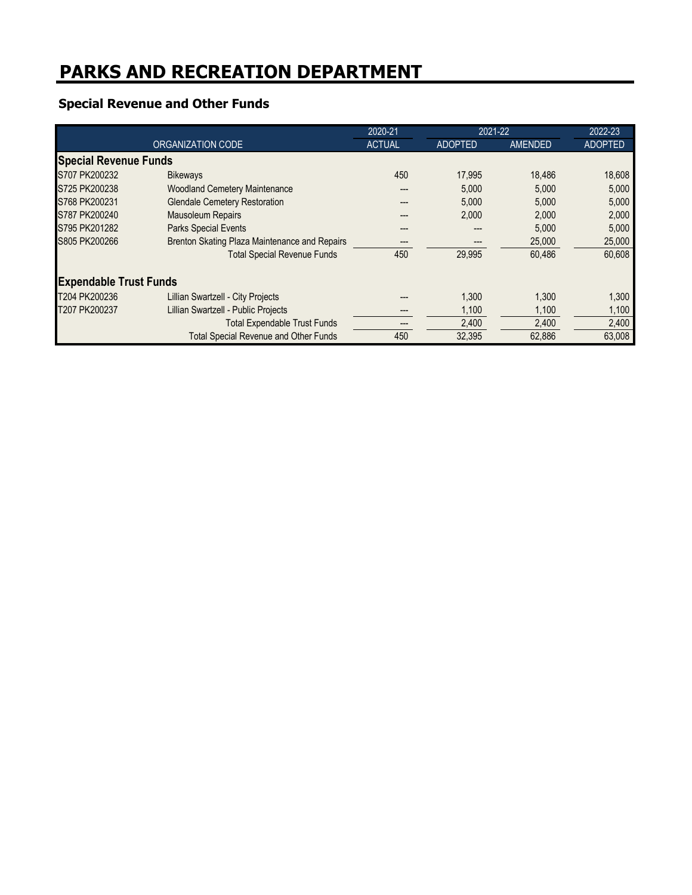# PARKS AND RECREATION DEPARTMENT

## Special Revenue and Other Funds

| ORGANIZATION CODE | | 2020-21 ACTUAL | 2021-22 ADOPTED | 2021-22 AMENDED | 2022-23 ADOPTED |
|---|---|---|---|---|---|
| **Special Revenue Funds** | | | | | |
| S707 PK200232 | Bikeways | 450 | 17,995 | 18,486 | 18,608 |
| S725 PK200238 | Woodland Cemetery Maintenance | --- | 5,000 | 5,000 | 5,000 |
| S768 PK200231 | Glendale Cemetery Restoration | --- | 5,000 | 5,000 | 5,000 |
| S787 PK200240 | Mausoleum Repairs | --- | 2,000 | 2,000 | 2,000 |
| S795 PK201282 | Parks Special Events | --- | --- | 5,000 | 5,000 |
| S805 PK200266 | Brenton Skating Plaza Maintenance and Repairs | --- | --- | 25,000 | 25,000 |
| | Total Special Revenue Funds | 450 | 29,995 | 60,486 | 60,608 |
| **Expendable Trust Funds** | | | | | |
| T204 PK200236 | Lillian Swartzell - City Projects | --- | 1,300 | 1,300 | 1,300 |
| T207 PK200237 | Lillian Swartzell - Public Projects | --- | 1,100 | 1,100 | 1,100 |
| | Total Expendable Trust Funds | --- | 2,400 | 2,400 | 2,400 |
| | Total Special Revenue and Other Funds | 450 | 32,395 | 62,886 | 63,008 |